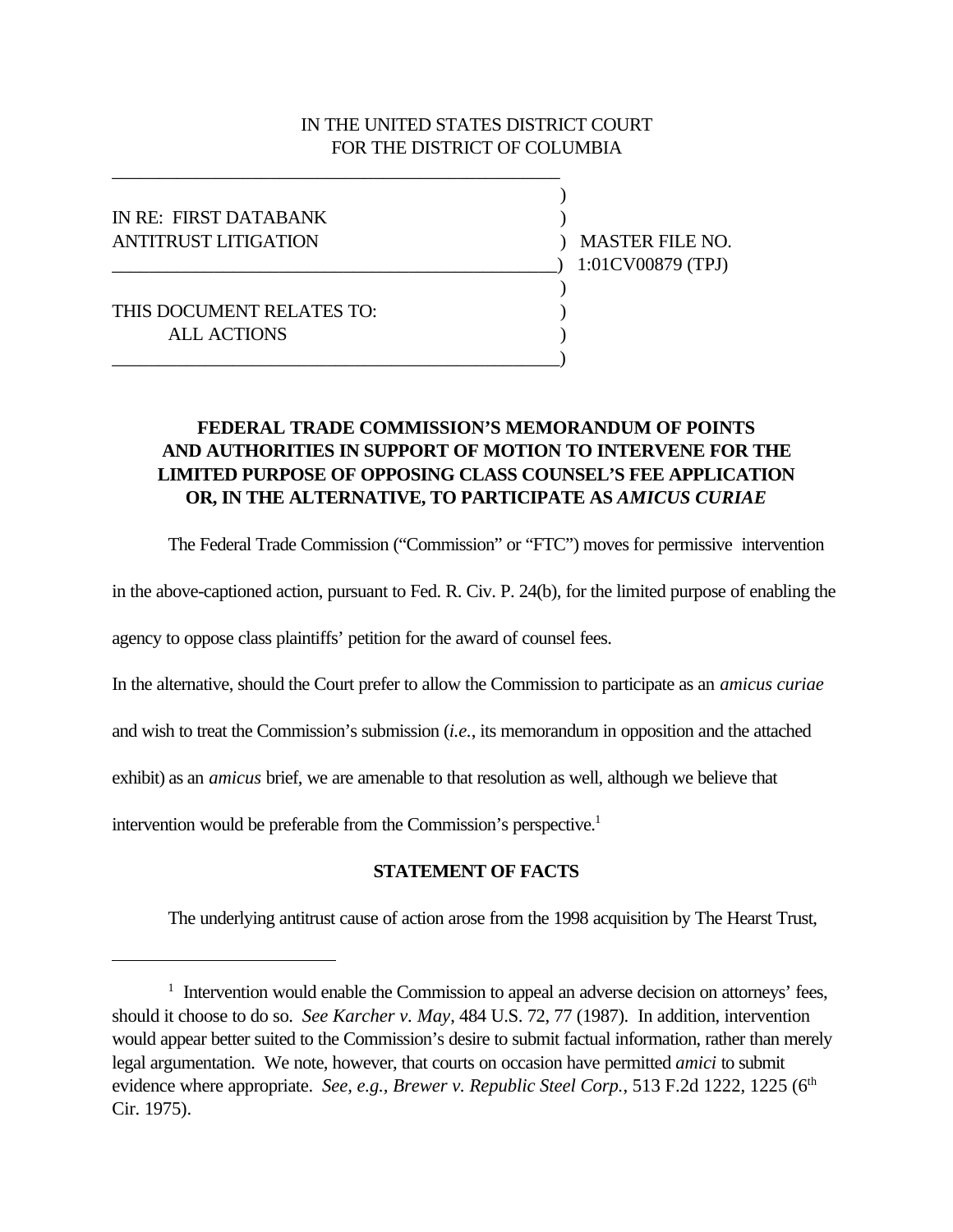IN THE UNITED STATES DISTRICT COURT
FOR THE DISTRICT OF COLUMBIA

IN RE: FIRST DATABANK ANTITRUST LITIGATION

MASTER FILE NO. 1:01CV00879 (TPJ)

THIS DOCUMENT RELATES TO:
ALL ACTIONS

**FEDERAL TRADE COMMISSION'S MEMORANDUM OF POINTS AND AUTHORITIES IN SUPPORT OF MOTION TO INTERVENE FOR THE LIMITED PURPOSE OF OPPOSING CLASS COUNSEL'S FEE APPLICATION OR, IN THE ALTERNATIVE, TO PARTICIPATE AS *AMICUS CURIAE***

The Federal Trade Commission ("Commission" or "FTC") moves for permissive intervention in the above-captioned action, pursuant to Fed. R. Civ. P. 24(b), for the limited purpose of enabling the agency to oppose class plaintiffs' petition for the award of counsel fees.

In the alternative, should the Court prefer to allow the Commission to participate as an *amicus curiae* and wish to treat the Commission's submission (*i.e.*, its memorandum in opposition and the attached exhibit) as an *amicus* brief, we are amenable to that resolution as well, although we believe that intervention would be preferable from the Commission's perspective.[1]

## STATEMENT OF FACTS

The underlying antitrust cause of action arose from the 1998 acquisition by The Hearst Trust,

---

[1] Intervention would enable the Commission to appeal an adverse decision on attorneys' fees, should it choose to do so. *See Karcher v. May*, 484 U.S. 72, 77 (1987). In addition, intervention would appear better suited to the Commission's desire to submit factual information, rather than merely legal argumentation. We note, however, that courts on occasion have permitted *amici* to submit evidence where appropriate. *See, e.g., Brewer v. Republic Steel Corp.*, 513 F.2d 1222, 1225 (6th Cir. 1975).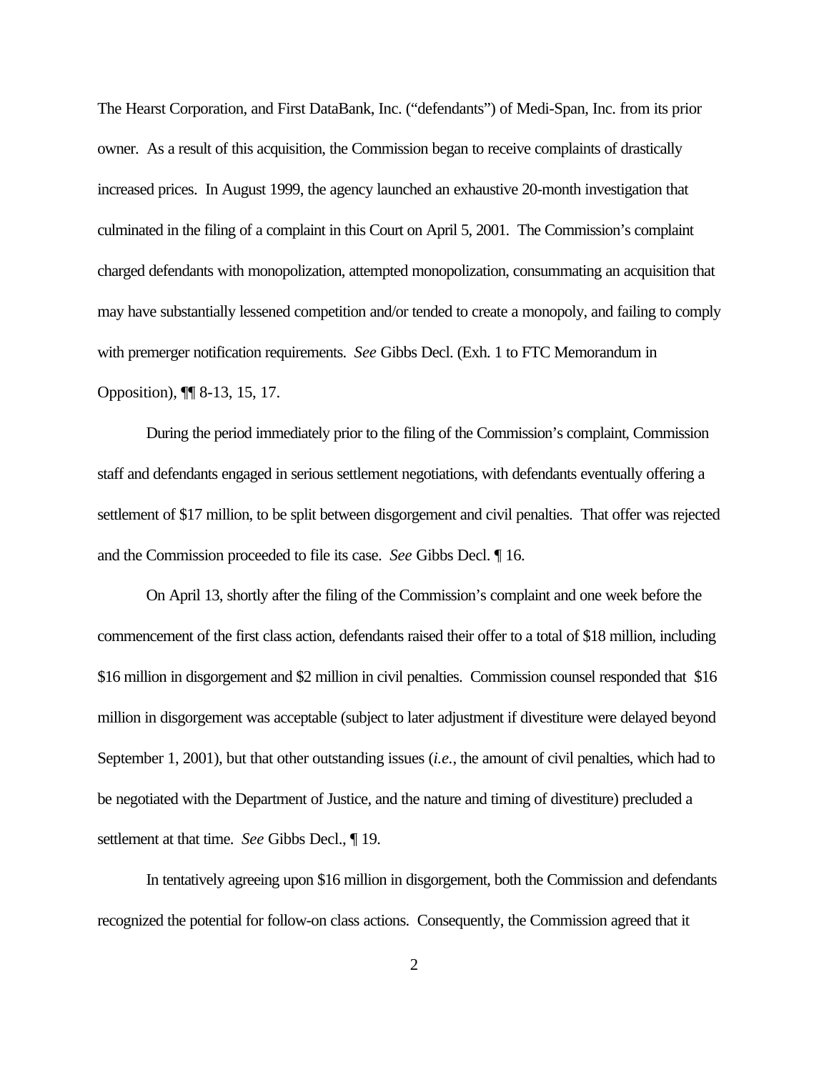The Hearst Corporation, and First DataBank, Inc. ("defendants") of Medi-Span, Inc. from its prior owner. As a result of this acquisition, the Commission began to receive complaints of drastically increased prices. In August 1999, the agency launched an exhaustive 20-month investigation that culminated in the filing of a complaint in this Court on April 5, 2001. The Commission's complaint charged defendants with monopolization, attempted monopolization, consummating an acquisition that may have substantially lessened competition and/or tended to create a monopoly, and failing to comply with premerger notification requirements. *See* Gibbs Decl. (Exh. 1 to FTC Memorandum in Opposition), ¶¶ 8-13, 15, 17.

During the period immediately prior to the filing of the Commission's complaint, Commission staff and defendants engaged in serious settlement negotiations, with defendants eventually offering a settlement of $17 million, to be split between disgorgement and civil penalties. That offer was rejected and the Commission proceeded to file its case. *See* Gibbs Decl. ¶ 16.

On April 13, shortly after the filing of the Commission's complaint and one week before the commencement of the first class action, defendants raised their offer to a total of $18 million, including $16 million in disgorgement and $2 million in civil penalties. Commission counsel responded that $16 million in disgorgement was acceptable (subject to later adjustment if divestiture were delayed beyond September 1, 2001), but that other outstanding issues (*i.e.*, the amount of civil penalties, which had to be negotiated with the Department of Justice, and the nature and timing of divestiture) precluded a settlement at that time. *See* Gibbs Decl., ¶ 19.

In tentatively agreeing upon $16 million in disgorgement, both the Commission and defendants recognized the potential for follow-on class actions. Consequently, the Commission agreed that it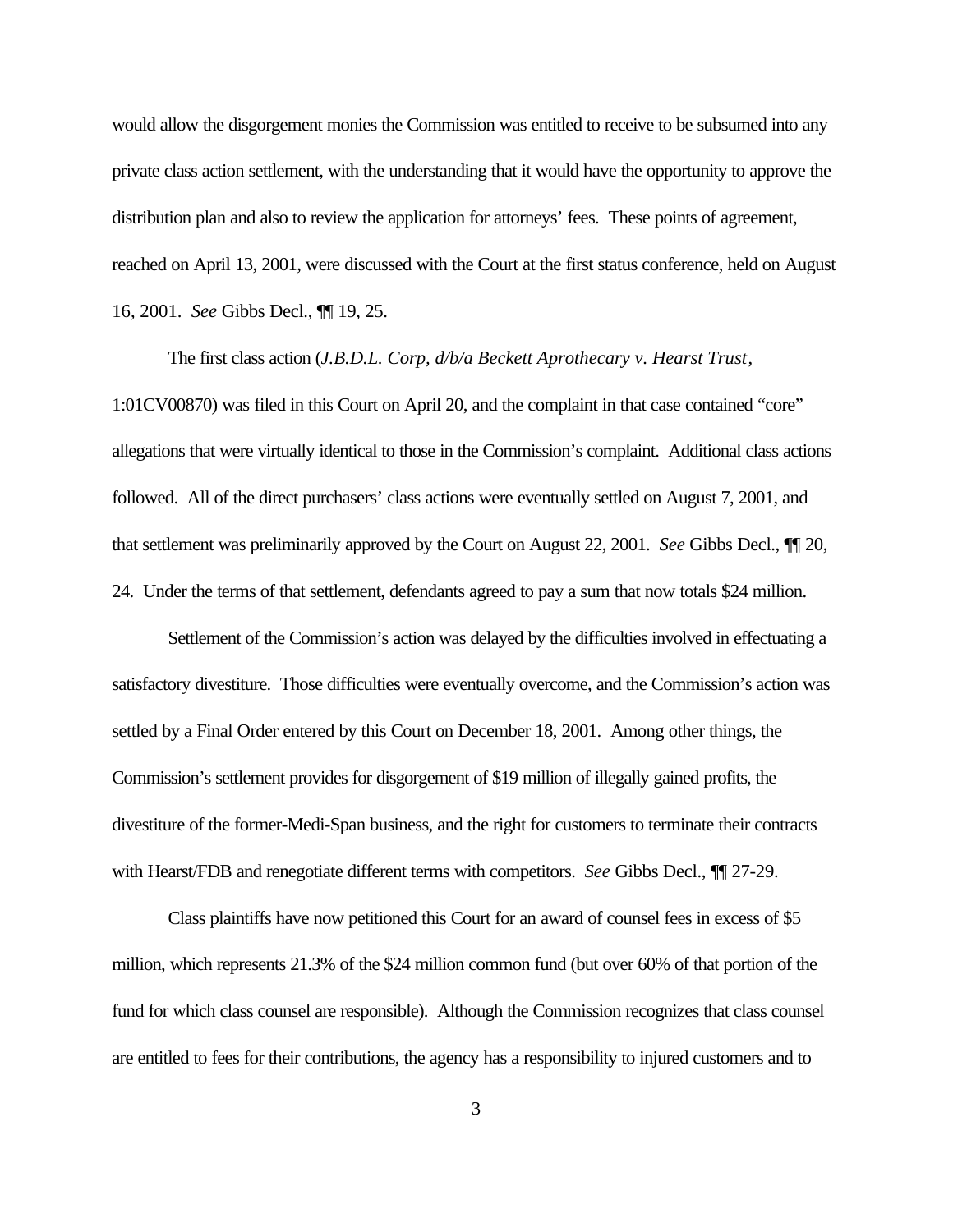would allow the disgorgement monies the Commission was entitled to receive to be subsumed into any private class action settlement, with the understanding that it would have the opportunity to approve the distribution plan and also to review the application for attorneys' fees. These points of agreement, reached on April 13, 2001, were discussed with the Court at the first status conference, held on August 16, 2001. *See* Gibbs Decl., ¶¶ 19, 25.

The first class action (*J.B.D.L. Corp, d/b/a Beckett Aprothecary v. Hearst Trust*, 1:01CV00870) was filed in this Court on April 20, and the complaint in that case contained "core" allegations that were virtually identical to those in the Commission's complaint. Additional class actions followed. All of the direct purchasers' class actions were eventually settled on August 7, 2001, and that settlement was preliminarily approved by the Court on August 22, 2001. *See* Gibbs Decl., ¶¶ 20, 24. Under the terms of that settlement, defendants agreed to pay a sum that now totals $24 million.

Settlement of the Commission's action was delayed by the difficulties involved in effectuating a satisfactory divestiture. Those difficulties were eventually overcome, and the Commission's action was settled by a Final Order entered by this Court on December 18, 2001. Among other things, the Commission's settlement provides for disgorgement of $19 million of illegally gained profits, the divestiture of the former-Medi-Span business, and the right for customers to terminate their contracts with Hearst/FDB and renegotiate different terms with competitors. *See* Gibbs Decl., ¶¶ 27-29.

Class plaintiffs have now petitioned this Court for an award of counsel fees in excess of $5 million, which represents 21.3% of the $24 million common fund (but over 60% of that portion of the fund for which class counsel are responsible). Although the Commission recognizes that class counsel are entitled to fees for their contributions, the agency has a responsibility to injured customers and to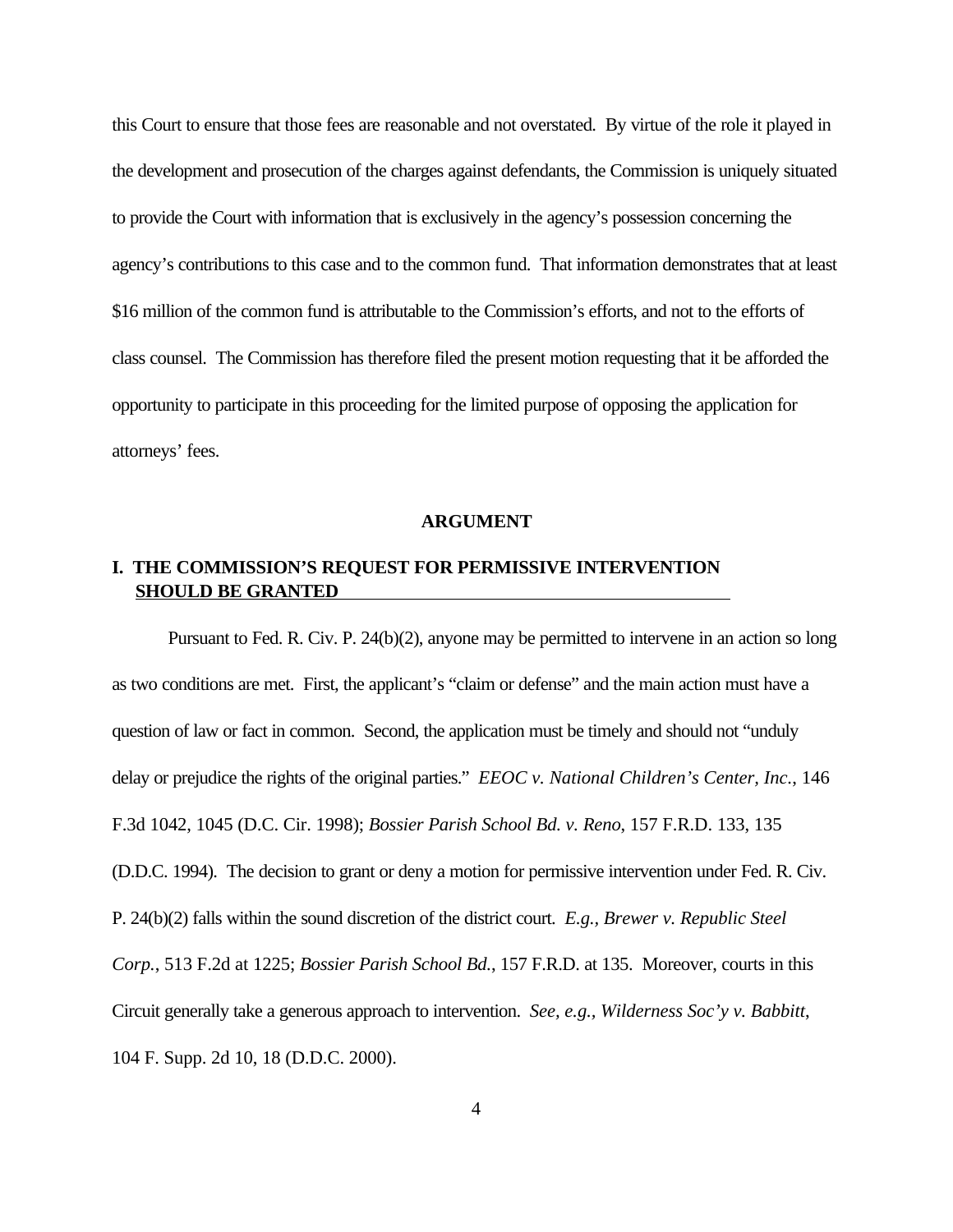this Court to ensure that those fees are reasonable and not overstated. By virtue of the role it played in the development and prosecution of the charges against defendants, the Commission is uniquely situated to provide the Court with information that is exclusively in the agency's possession concerning the agency's contributions to this case and to the common fund. That information demonstrates that at least $16 million of the common fund is attributable to the Commission's efforts, and not to the efforts of class counsel. The Commission has therefore filed the present motion requesting that it be afforded the opportunity to participate in this proceeding for the limited purpose of opposing the application for attorneys' fees.

## ARGUMENT

### I. THE COMMISSION'S REQUEST FOR PERMISSIVE INTERVENTION SHOULD BE GRANTED

Pursuant to Fed. R. Civ. P. 24(b)(2), anyone may be permitted to intervene in an action so long as two conditions are met. First, the applicant's "claim or defense" and the main action must have a question of law or fact in common. Second, the application must be timely and should not "unduly delay or prejudice the rights of the original parties." *EEOC v. National Children's Center, Inc.*, 146 F.3d 1042, 1045 (D.C. Cir. 1998); *Bossier Parish School Bd. v. Reno*, 157 F.R.D. 133, 135 (D.D.C. 1994). The decision to grant or deny a motion for permissive intervention under Fed. R. Civ. P. 24(b)(2) falls within the sound discretion of the district court. *E.g., Brewer v. Republic Steel Corp.*, 513 F.2d at 1225; *Bossier Parish School Bd.*, 157 F.R.D. at 135. Moreover, courts in this Circuit generally take a generous approach to intervention. *See, e.g.*, *Wilderness Soc'y v. Babbitt*, 104 F. Supp. 2d 10, 18 (D.D.C. 2000).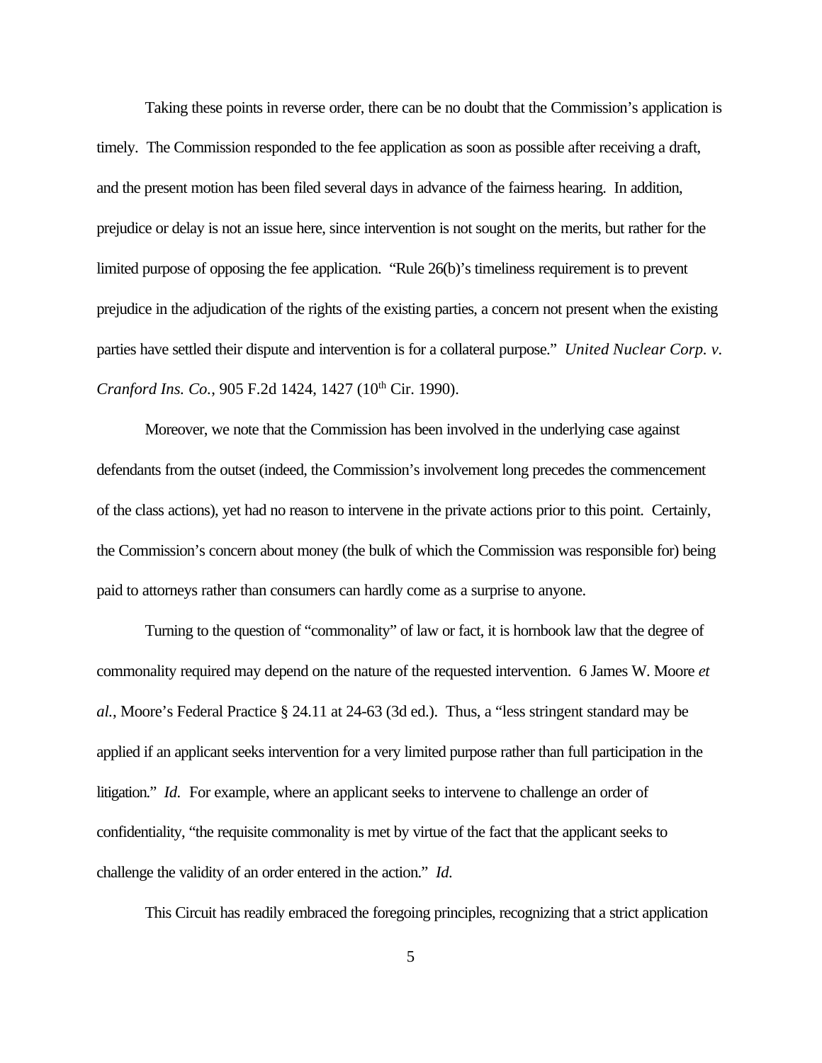Taking these points in reverse order, there can be no doubt that the Commission's application is timely. The Commission responded to the fee application as soon as possible after receiving a draft, and the present motion has been filed several days in advance of the fairness hearing. In addition, prejudice or delay is not an issue here, since intervention is not sought on the merits, but rather for the limited purpose of opposing the fee application. "Rule 26(b)'s timeliness requirement is to prevent prejudice in the adjudication of the rights of the existing parties, a concern not present when the existing parties have settled their dispute and intervention is for a collateral purpose." *United Nuclear Corp. v. Cranford Ins. Co.*, 905 F.2d 1424, 1427 (10th Cir. 1990).

Moreover, we note that the Commission has been involved in the underlying case against defendants from the outset (indeed, the Commission's involvement long precedes the commencement of the class actions), yet had no reason to intervene in the private actions prior to this point. Certainly, the Commission's concern about money (the bulk of which the Commission was responsible for) being paid to attorneys rather than consumers can hardly come as a surprise to anyone.

Turning to the question of "commonality" of law or fact, it is hornbook law that the degree of commonality required may depend on the nature of the requested intervention. 6 James W. Moore *et al.*, Moore's Federal Practice § 24.11 at 24-63 (3d ed.). Thus, a "less stringent standard may be applied if an applicant seeks intervention for a very limited purpose rather than full participation in the litigation." *Id.* For example, where an applicant seeks to intervene to challenge an order of confidentiality, "the requisite commonality is met by virtue of the fact that the applicant seeks to challenge the validity of an order entered in the action." *Id.*

This Circuit has readily embraced the foregoing principles, recognizing that a strict application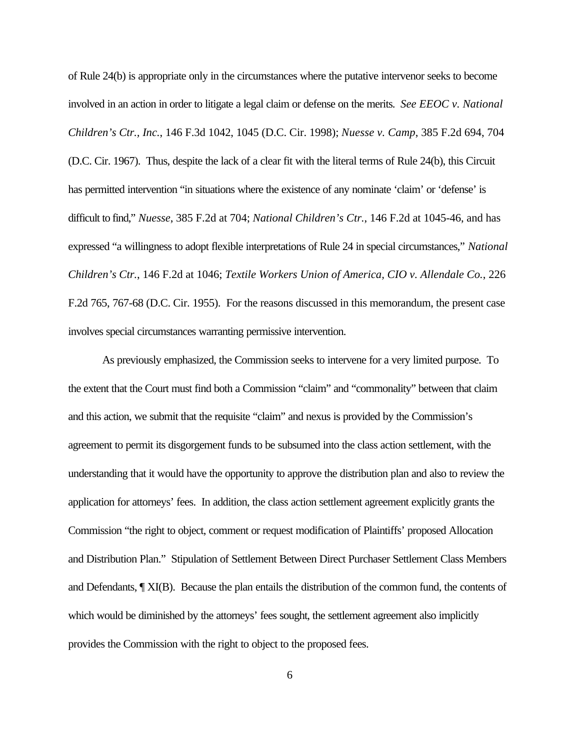of Rule 24(b) is appropriate only in the circumstances where the putative intervenor seeks to become involved in an action in order to litigate a legal claim or defense on the merits. *See EEOC v. National Children's Ctr., Inc.*, 146 F.3d 1042, 1045 (D.C. Cir. 1998); *Nuesse v. Camp*, 385 F.2d 694, 704 (D.C. Cir. 1967). Thus, despite the lack of a clear fit with the literal terms of Rule 24(b), this Circuit has permitted intervention "in situations where the existence of any nominate 'claim' or 'defense' is difficult to find," *Nuesse*, 385 F.2d at 704; *National Children's Ctr.*, 146 F.2d at 1045-46, and has expressed "a willingness to adopt flexible interpretations of Rule 24 in special circumstances," *National Children's Ctr.*, 146 F.2d at 1046; *Textile Workers Union of America, CIO v. Allendale Co.*, 226 F.2d 765, 767-68 (D.C. Cir. 1955). For the reasons discussed in this memorandum, the present case involves special circumstances warranting permissive intervention.

As previously emphasized, the Commission seeks to intervene for a very limited purpose. To the extent that the Court must find both a Commission "claim" and "commonality" between that claim and this action, we submit that the requisite "claim" and nexus is provided by the Commission's agreement to permit its disgorgement funds to be subsumed into the class action settlement, with the understanding that it would have the opportunity to approve the distribution plan and also to review the application for attorneys' fees. In addition, the class action settlement agreement explicitly grants the Commission "the right to object, comment or request modification of Plaintiffs' proposed Allocation and Distribution Plan." Stipulation of Settlement Between Direct Purchaser Settlement Class Members and Defendants, ¶ XI(B). Because the plan entails the distribution of the common fund, the contents of which would be diminished by the attorneys' fees sought, the settlement agreement also implicitly provides the Commission with the right to object to the proposed fees.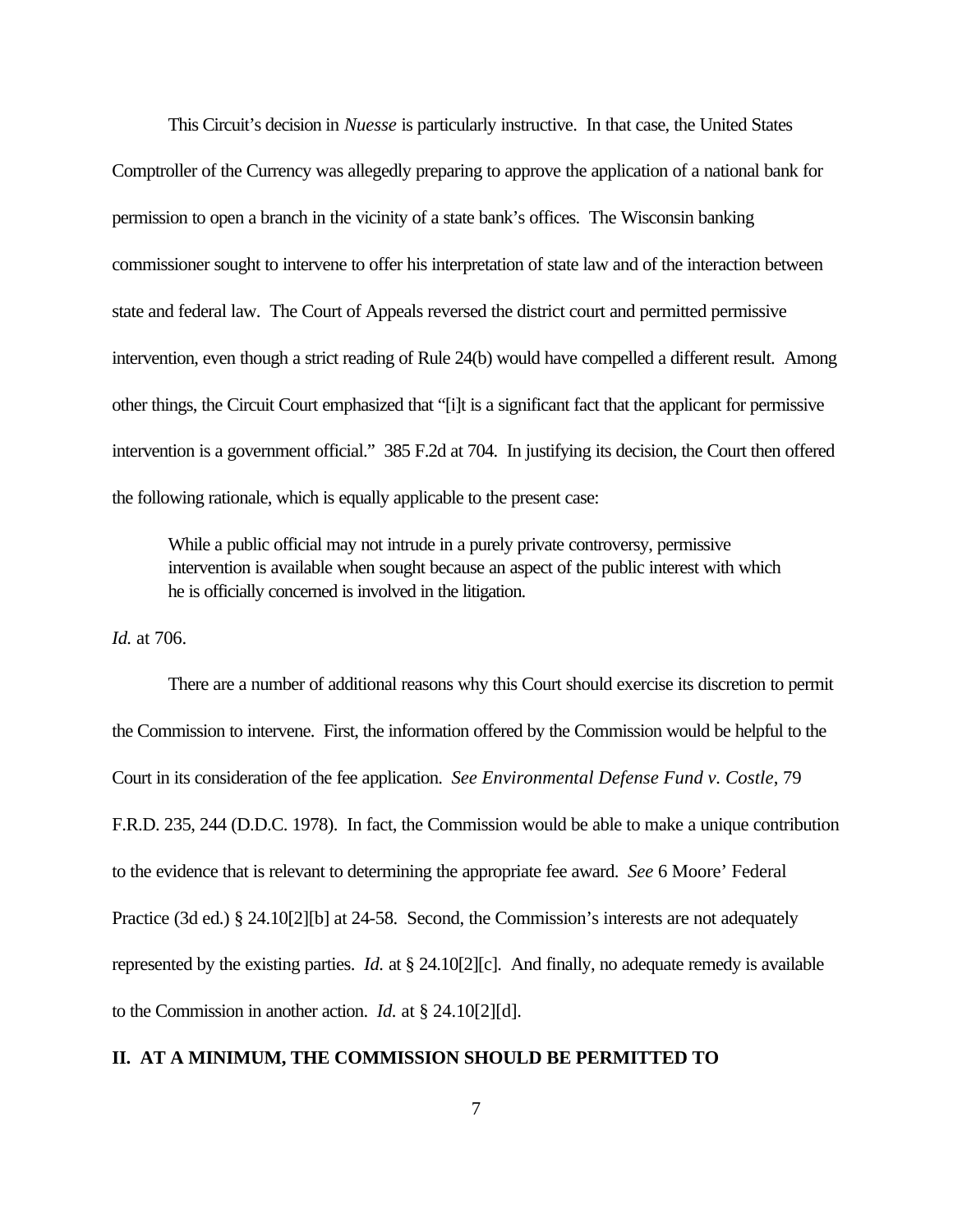This Circuit's decision in *Nuesse* is particularly instructive. In that case, the United States Comptroller of the Currency was allegedly preparing to approve the application of a national bank for permission to open a branch in the vicinity of a state bank's offices. The Wisconsin banking commissioner sought to intervene to offer his interpretation of state law and of the interaction between state and federal law. The Court of Appeals reversed the district court and permitted permissive intervention, even though a strict reading of Rule 24(b) would have compelled a different result. Among other things, the Circuit Court emphasized that "[i]t is a significant fact that the applicant for permissive intervention is a government official." 385 F.2d at 704. In justifying its decision, the Court then offered the following rationale, which is equally applicable to the present case:

> While a public official may not intrude in a purely private controversy, permissive intervention is available when sought because an aspect of the public interest with which he is officially concerned is involved in the litigation.

*Id.* at 706.

There are a number of additional reasons why this Court should exercise its discretion to permit the Commission to intervene. First, the information offered by the Commission would be helpful to the Court in its consideration of the fee application. *See Environmental Defense Fund v. Costle*, 79 F.R.D. 235, 244 (D.D.C. 1978). In fact, the Commission would be able to make a unique contribution to the evidence that is relevant to determining the appropriate fee award. *See* 6 Moore' Federal Practice (3d ed.) § 24.10[2][b] at 24-58. Second, the Commission's interests are not adequately represented by the existing parties. *Id.* at § 24.10[2][c]. And finally, no adequate remedy is available to the Commission in another action. *Id.* at § 24.10[2][d].

## II. AT A MINIMUM, THE COMMISSION SHOULD BE PERMITTED TO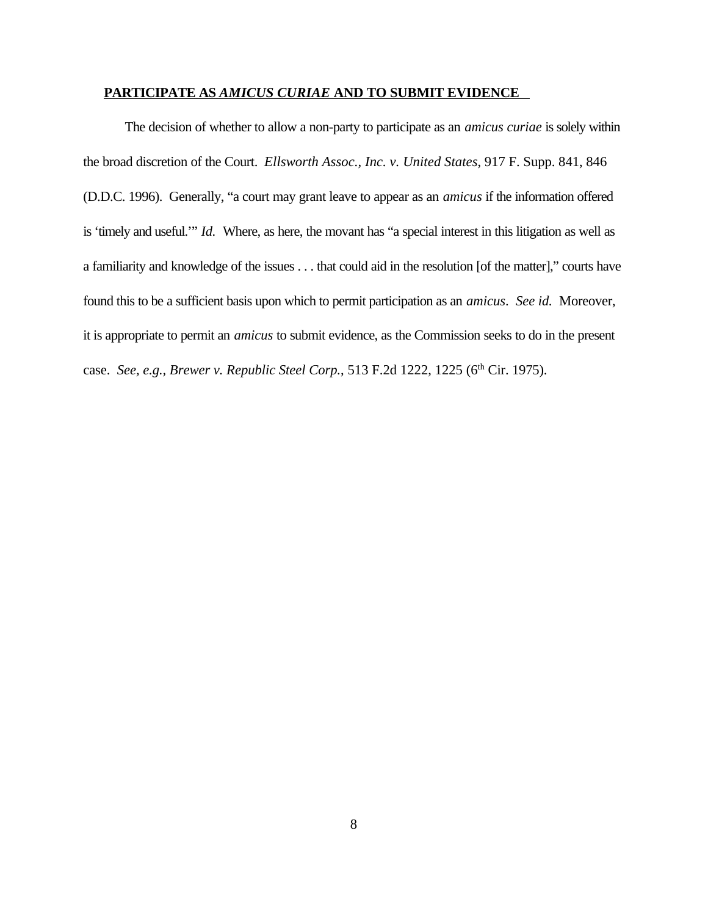**PARTICIPATE AS *AMICUS CURIAE* AND TO SUBMIT EVIDENCE**

The decision of whether to allow a non-party to participate as an *amicus curiae* is solely within the broad discretion of the Court. *Ellsworth Assoc., Inc. v. United States*, 917 F. Supp. 841, 846 (D.D.C. 1996). Generally, "a court may grant leave to appear as an *amicus* if the information offered is 'timely and useful.'" *Id.* Where, as here, the movant has "a special interest in this litigation as well as a familiarity and knowledge of the issues . . . that could aid in the resolution [of the matter]," courts have found this to be a sufficient basis upon which to permit participation as an *amicus*. *See id.* Moreover, it is appropriate to permit an *amicus* to submit evidence, as the Commission seeks to do in the present case. *See, e.g., Brewer v. Republic Steel Corp.*, 513 F.2d 1222, 1225 (6th Cir. 1975).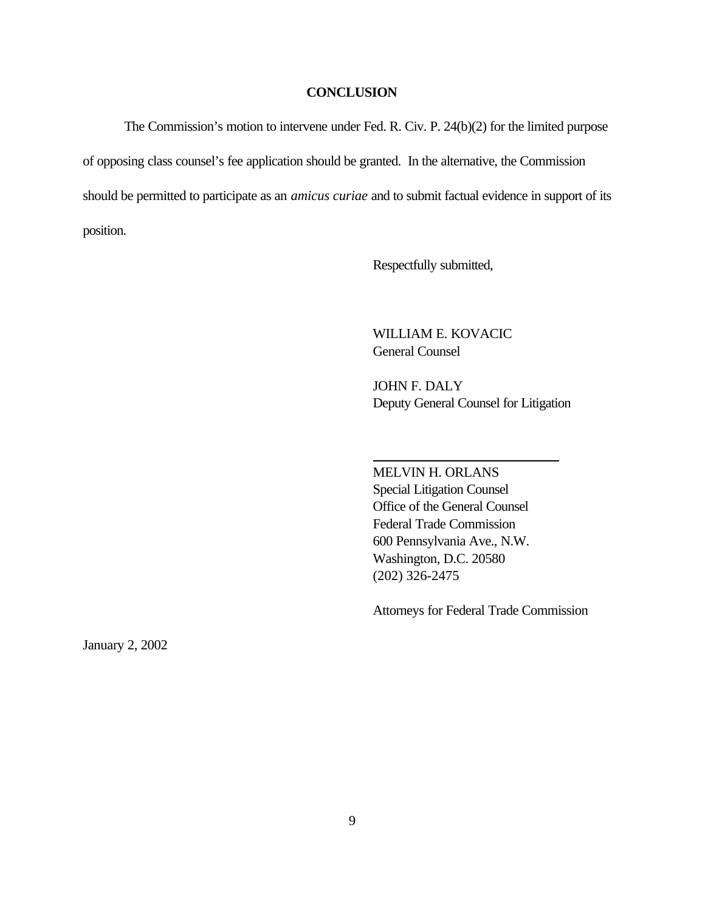## CONCLUSION

The Commission's motion to intervene under Fed. R. Civ. P. 24(b)(2) for the limited purpose of opposing class counsel's fee application should be granted. In the alternative, the Commission should be permitted to participate as an *amicus curiae* and to submit factual evidence in support of its position.

Respectfully submitted,

WILLIAM E. KOVACIC
General Counsel

JOHN F. DALY
Deputy General Counsel for Litigation

MELVIN H. ORLANS
Special Litigation Counsel
Office of the General Counsel
Federal Trade Commission
600 Pennsylvania Ave., N.W.
Washington, D.C. 20580
(202) 326-2475

Attorneys for Federal Trade Commission

January 2, 2002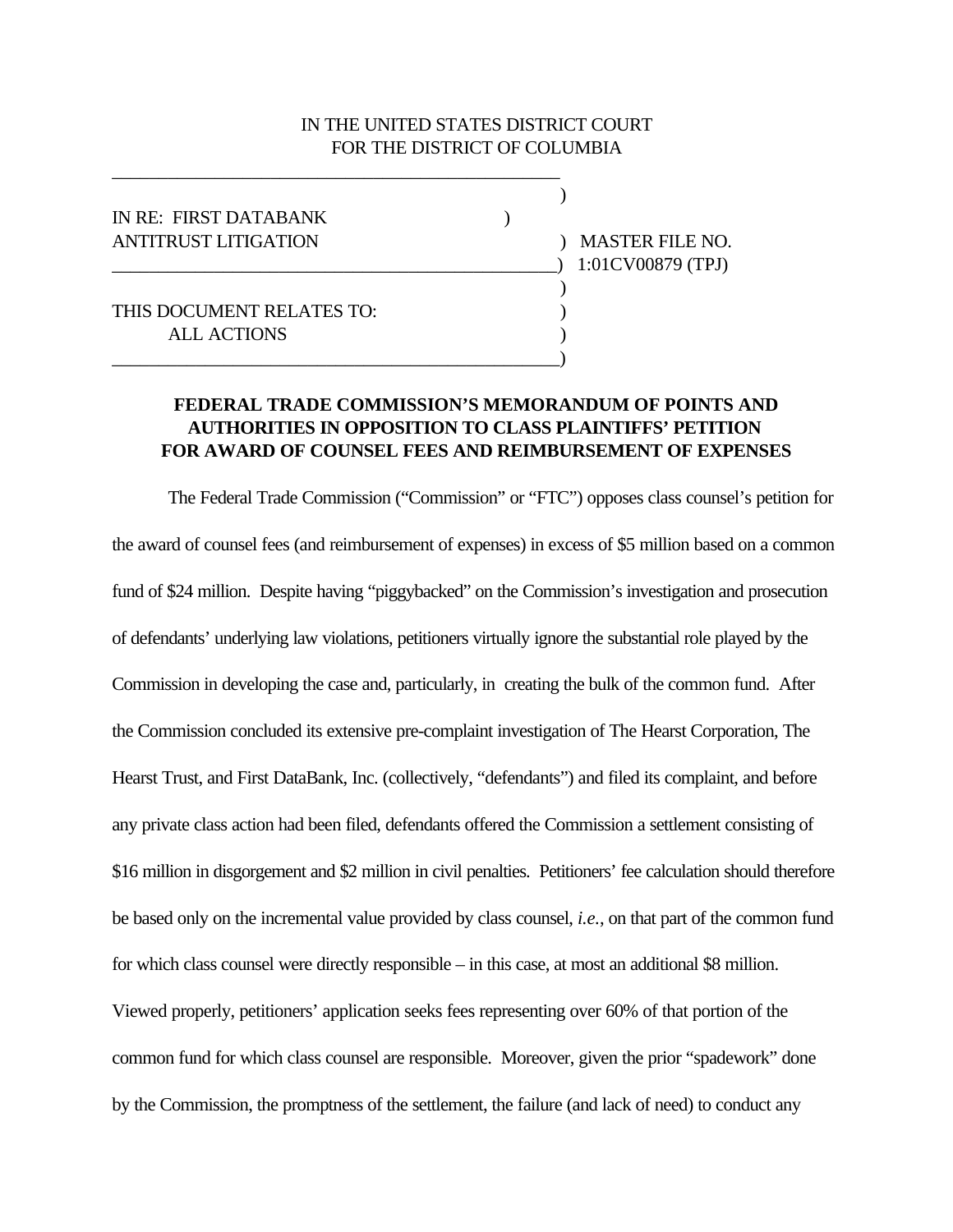IN THE UNITED STATES DISTRICT COURT
FOR THE DISTRICT OF COLUMBIA

| | |
|---|---|
| IN RE: FIRST DATABANK ANTITRUST LITIGATION | MASTER FILE NO. 1:01CV00879 (TPJ) |
| THIS DOCUMENT RELATES TO: ALL ACTIONS | |

**FEDERAL TRADE COMMISSION'S MEMORANDUM OF POINTS AND AUTHORITIES IN OPPOSITION TO CLASS PLAINTIFFS' PETITION FOR AWARD OF COUNSEL FEES AND REIMBURSEMENT OF EXPENSES**

The Federal Trade Commission ("Commission" or "FTC") opposes class counsel's petition for the award of counsel fees (and reimbursement of expenses) in excess of $5 million based on a common fund of $24 million. Despite having "piggybacked" on the Commission's investigation and prosecution of defendants' underlying law violations, petitioners virtually ignore the substantial role played by the Commission in developing the case and, particularly, in creating the bulk of the common fund. After the Commission concluded its extensive pre-complaint investigation of The Hearst Corporation, The Hearst Trust, and First DataBank, Inc. (collectively, "defendants") and filed its complaint, and before any private class action had been filed, defendants offered the Commission a settlement consisting of $16 million in disgorgement and $2 million in civil penalties. Petitioners' fee calculation should therefore be based only on the incremental value provided by class counsel, *i.e.*, on that part of the common fund for which class counsel were directly responsible – in this case, at most an additional $8 million. Viewed properly, petitioners' application seeks fees representing over 60% of that portion of the common fund for which class counsel are responsible. Moreover, given the prior "spadework" done by the Commission, the promptness of the settlement, the failure (and lack of need) to conduct any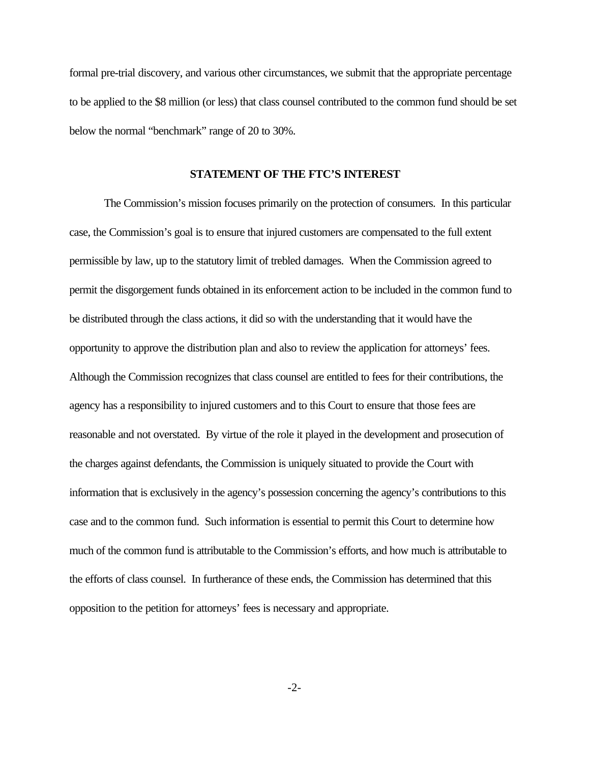formal pre-trial discovery, and various other circumstances, we submit that the appropriate percentage to be applied to the $8 million (or less) that class counsel contributed to the common fund should be set below the normal "benchmark" range of 20 to 30%.

## STATEMENT OF THE FTC'S INTEREST

The Commission's mission focuses primarily on the protection of consumers. In this particular case, the Commission's goal is to ensure that injured customers are compensated to the full extent permissible by law, up to the statutory limit of trebled damages. When the Commission agreed to permit the disgorgement funds obtained in its enforcement action to be included in the common fund to be distributed through the class actions, it did so with the understanding that it would have the opportunity to approve the distribution plan and also to review the application for attorneys' fees. Although the Commission recognizes that class counsel are entitled to fees for their contributions, the agency has a responsibility to injured customers and to this Court to ensure that those fees are reasonable and not overstated. By virtue of the role it played in the development and prosecution of the charges against defendants, the Commission is uniquely situated to provide the Court with information that is exclusively in the agency's possession concerning the agency's contributions to this case and to the common fund. Such information is essential to permit this Court to determine how much of the common fund is attributable to the Commission's efforts, and how much is attributable to the efforts of class counsel. In furtherance of these ends, the Commission has determined that this opposition to the petition for attorneys' fees is necessary and appropriate.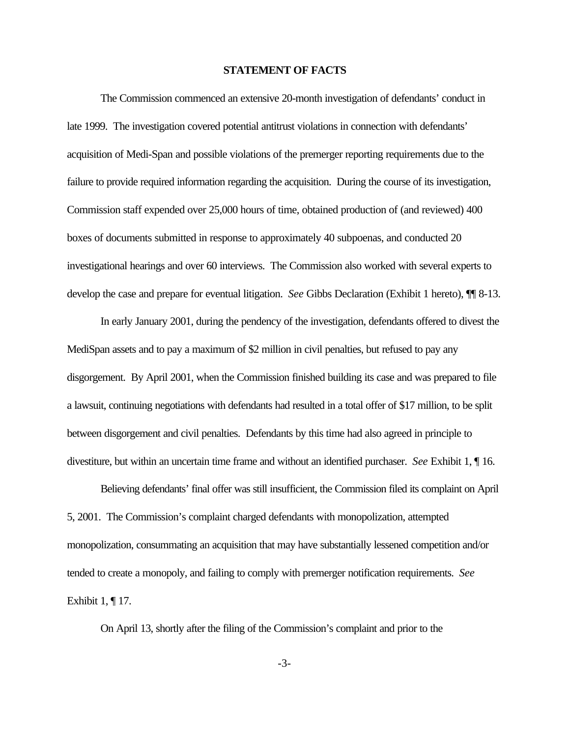## STATEMENT OF FACTS

The Commission commenced an extensive 20-month investigation of defendants' conduct in late 1999. The investigation covered potential antitrust violations in connection with defendants' acquisition of Medi-Span and possible violations of the premerger reporting requirements due to the failure to provide required information regarding the acquisition. During the course of its investigation, Commission staff expended over 25,000 hours of time, obtained production of (and reviewed) 400 boxes of documents submitted in response to approximately 40 subpoenas, and conducted 20 investigational hearings and over 60 interviews. The Commission also worked with several experts to develop the case and prepare for eventual litigation. *See* Gibbs Declaration (Exhibit 1 hereto), ¶¶ 8-13.

In early January 2001, during the pendency of the investigation, defendants offered to divest the MediSpan assets and to pay a maximum of $2 million in civil penalties, but refused to pay any disgorgement. By April 2001, when the Commission finished building its case and was prepared to file a lawsuit, continuing negotiations with defendants had resulted in a total offer of $17 million, to be split between disgorgement and civil penalties. Defendants by this time had also agreed in principle to divestiture, but within an uncertain time frame and without an identified purchaser. *See* Exhibit 1, ¶ 16.

Believing defendants' final offer was still insufficient, the Commission filed its complaint on April 5, 2001. The Commission's complaint charged defendants with monopolization, attempted monopolization, consummating an acquisition that may have substantially lessened competition and/or tended to create a monopoly, and failing to comply with premerger notification requirements. *See* Exhibit 1, ¶ 17.

On April 13, shortly after the filing of the Commission's complaint and prior to the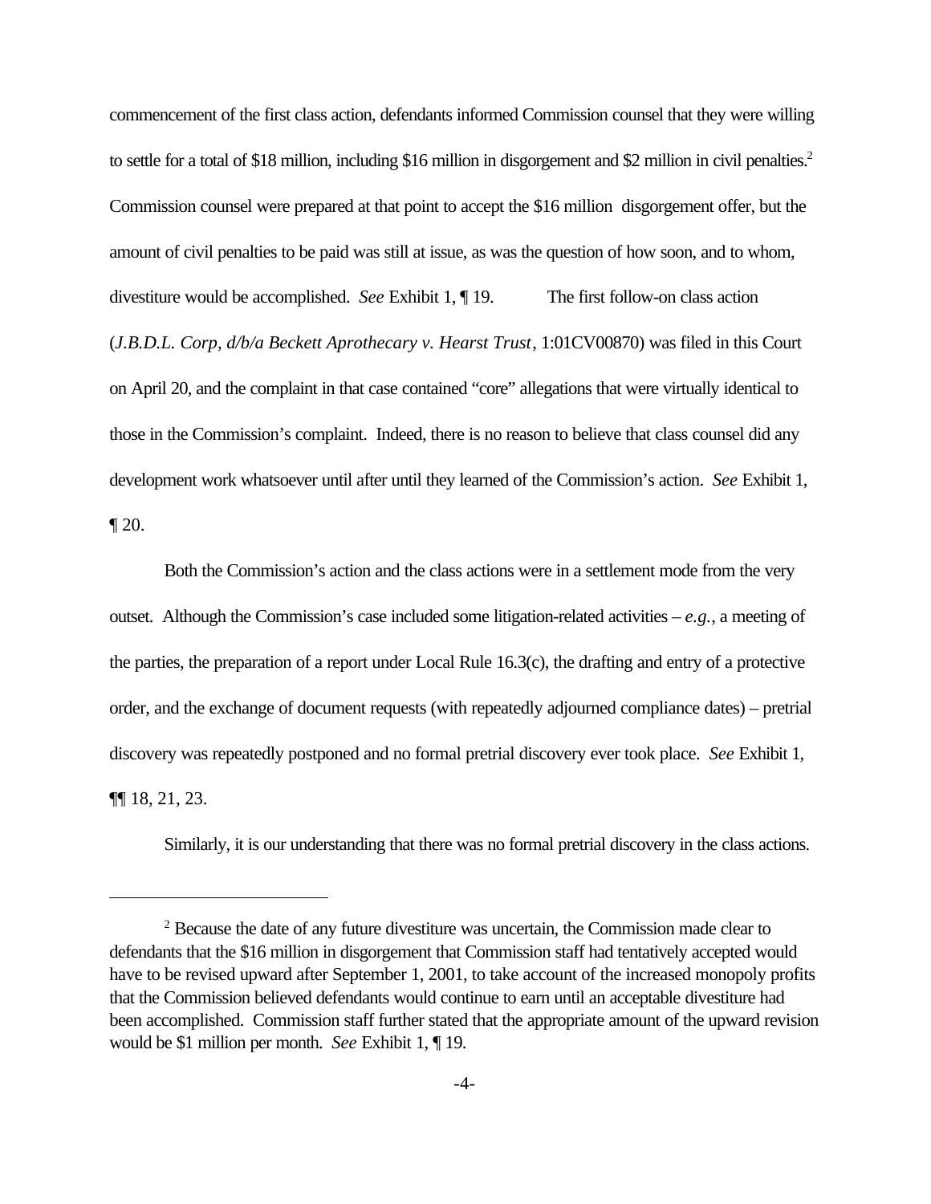commencement of the first class action, defendants informed Commission counsel that they were willing to settle for a total of $18 million, including $16 million in disgorgement and $2 million in civil penalties.[2] Commission counsel were prepared at that point to accept the $16 million disgorgement offer, but the amount of civil penalties to be paid was still at issue, as was the question of how soon, and to whom, divestiture would be accomplished. *See* Exhibit 1, ¶ 19. The first follow-on class action (*J.B.D.L. Corp, d/b/a Beckett Aprothecary v. Hearst Trust*, 1:01CV00870) was filed in this Court on April 20, and the complaint in that case contained "core" allegations that were virtually identical to those in the Commission's complaint. Indeed, there is no reason to believe that class counsel did any development work whatsoever until after until they learned of the Commission's action. *See* Exhibit 1, ¶ 20.

Both the Commission's action and the class actions were in a settlement mode from the very outset. Although the Commission's case included some litigation-related activities – *e.g.*, a meeting of the parties, the preparation of a report under Local Rule 16.3(c), the drafting and entry of a protective order, and the exchange of document requests (with repeatedly adjourned compliance dates) – pretrial discovery was repeatedly postponed and no formal pretrial discovery ever took place. *See* Exhibit 1, ¶¶ 18, 21, 23.

Similarly, it is our understanding that there was no formal pretrial discovery in the class actions.

---

[2] Because the date of any future divestiture was uncertain, the Commission made clear to defendants that the $16 million in disgorgement that Commission staff had tentatively accepted would have to be revised upward after September 1, 2001, to take account of the increased monopoly profits that the Commission believed defendants would continue to earn until an acceptable divestiture had been accomplished. Commission staff further stated that the appropriate amount of the upward revision would be $1 million per month. *See* Exhibit 1, ¶ 19.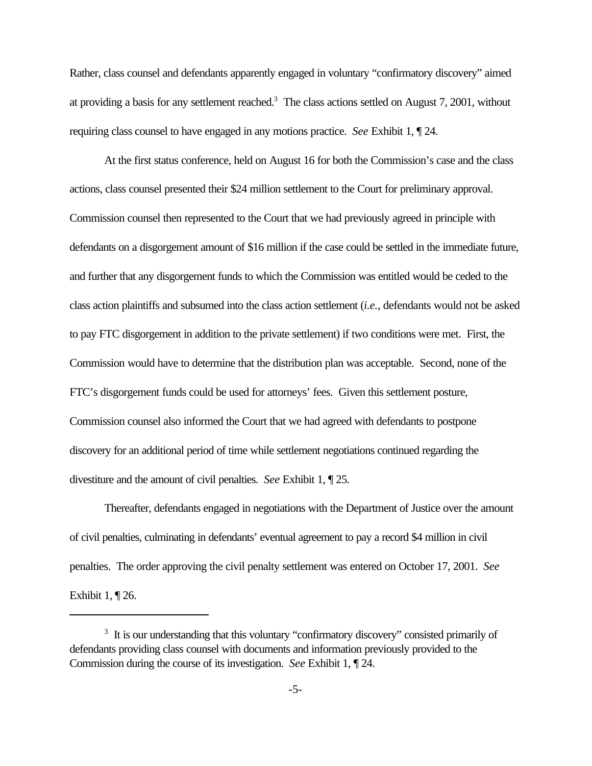Rather, class counsel and defendants apparently engaged in voluntary "confirmatory discovery" aimed at providing a basis for any settlement reached.[3] The class actions settled on August 7, 2001, without requiring class counsel to have engaged in any motions practice. *See* Exhibit 1, ¶ 24.

At the first status conference, held on August 16 for both the Commission's case and the class actions, class counsel presented their $24 million settlement to the Court for preliminary approval. Commission counsel then represented to the Court that we had previously agreed in principle with defendants on a disgorgement amount of $16 million if the case could be settled in the immediate future, and further that any disgorgement funds to which the Commission was entitled would be ceded to the class action plaintiffs and subsumed into the class action settlement (*i.e.*, defendants would not be asked to pay FTC disgorgement in addition to the private settlement) if two conditions were met. First, the Commission would have to determine that the distribution plan was acceptable. Second, none of the FTC's disgorgement funds could be used for attorneys' fees. Given this settlement posture, Commission counsel also informed the Court that we had agreed with defendants to postpone discovery for an additional period of time while settlement negotiations continued regarding the divestiture and the amount of civil penalties. *See* Exhibit 1, ¶ 25.

Thereafter, defendants engaged in negotiations with the Department of Justice over the amount of civil penalties, culminating in defendants' eventual agreement to pay a record $4 million in civil penalties. The order approving the civil penalty settlement was entered on October 17, 2001. *See* Exhibit 1, ¶ 26.

---

[3] It is our understanding that this voluntary "confirmatory discovery" consisted primarily of defendants providing class counsel with documents and information previously provided to the Commission during the course of its investigation. *See* Exhibit 1, ¶ 24.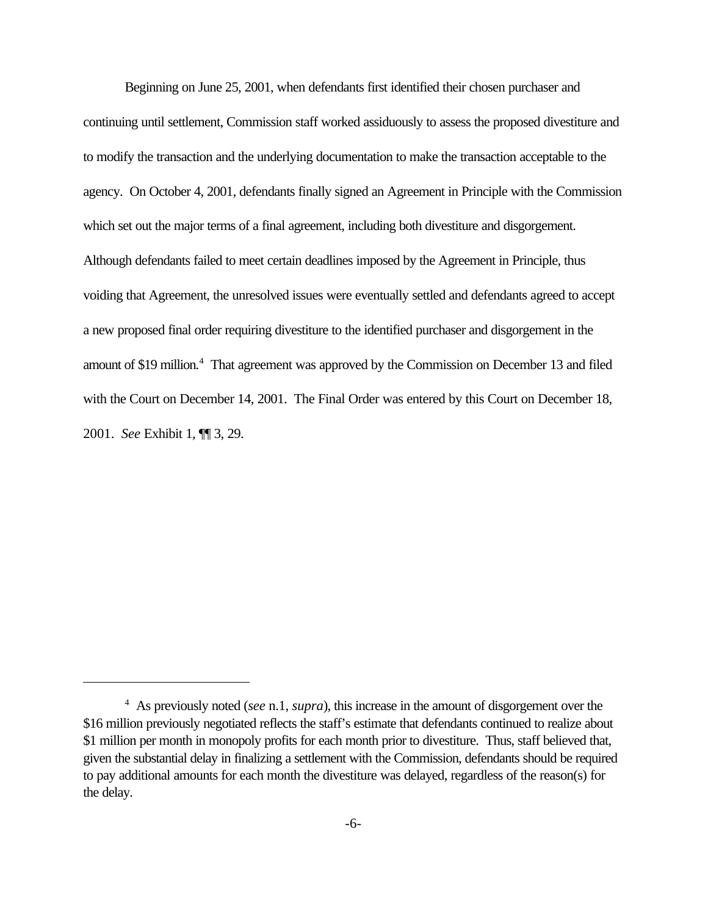Beginning on June 25, 2001, when defendants first identified their chosen purchaser and continuing until settlement, Commission staff worked assiduously to assess the proposed divestiture and to modify the transaction and the underlying documentation to make the transaction acceptable to the agency. On October 4, 2001, defendants finally signed an Agreement in Principle with the Commission which set out the major terms of a final agreement, including both divestiture and disgorgement. Although defendants failed to meet certain deadlines imposed by the Agreement in Principle, thus voiding that Agreement, the unresolved issues were eventually settled and defendants agreed to accept a new proposed final order requiring divestiture to the identified purchaser and disgorgement in the amount of $19 million.[4] That agreement was approved by the Commission on December 13 and filed with the Court on December 14, 2001. The Final Order was entered by this Court on December 18, 2001. *See* Exhibit 1, ¶¶ 3, 29.

---

[4] As previously noted (*see* n.1, *supra*), this increase in the amount of disgorgement over the $16 million previously negotiated reflects the staff's estimate that defendants continued to realize about $1 million per month in monopoly profits for each month prior to divestiture. Thus, staff believed that, given the substantial delay in finalizing a settlement with the Commission, defendants should be required to pay additional amounts for each month the divestiture was delayed, regardless of the reason(s) for the delay.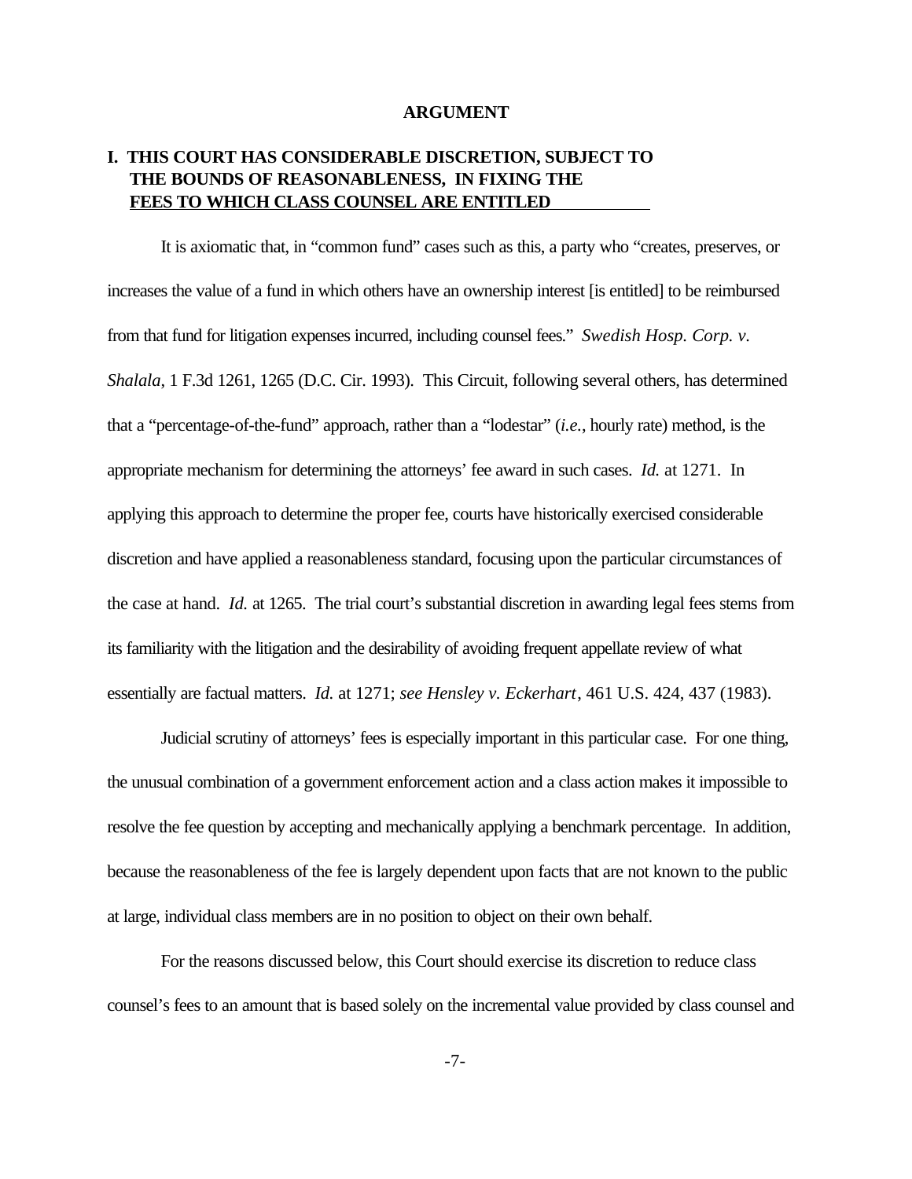## ARGUMENT

### I. THIS COURT HAS CONSIDERABLE DISCRETION, SUBJECT TO THE BOUNDS OF REASONABLENESS, IN FIXING THE FEES TO WHICH CLASS COUNSEL ARE ENTITLED

It is axiomatic that, in "common fund" cases such as this, a party who "creates, preserves, or increases the value of a fund in which others have an ownership interest [is entitled] to be reimbursed from that fund for litigation expenses incurred, including counsel fees." *Swedish Hosp. Corp. v. Shalala*, 1 F.3d 1261, 1265 (D.C. Cir. 1993). This Circuit, following several others, has determined that a "percentage-of-the-fund" approach, rather than a "lodestar" (*i.e.*, hourly rate) method, is the appropriate mechanism for determining the attorneys' fee award in such cases. *Id.* at 1271. In applying this approach to determine the proper fee, courts have historically exercised considerable discretion and have applied a reasonableness standard, focusing upon the particular circumstances of the case at hand. *Id.* at 1265. The trial court's substantial discretion in awarding legal fees stems from its familiarity with the litigation and the desirability of avoiding frequent appellate review of what essentially are factual matters. *Id.* at 1271; *see Hensley v. Eckerhart*, 461 U.S. 424, 437 (1983).

Judicial scrutiny of attorneys' fees is especially important in this particular case. For one thing, the unusual combination of a government enforcement action and a class action makes it impossible to resolve the fee question by accepting and mechanically applying a benchmark percentage. In addition, because the reasonableness of the fee is largely dependent upon facts that are not known to the public at large, individual class members are in no position to object on their own behalf.

For the reasons discussed below, this Court should exercise its discretion to reduce class counsel's fees to an amount that is based solely on the incremental value provided by class counsel and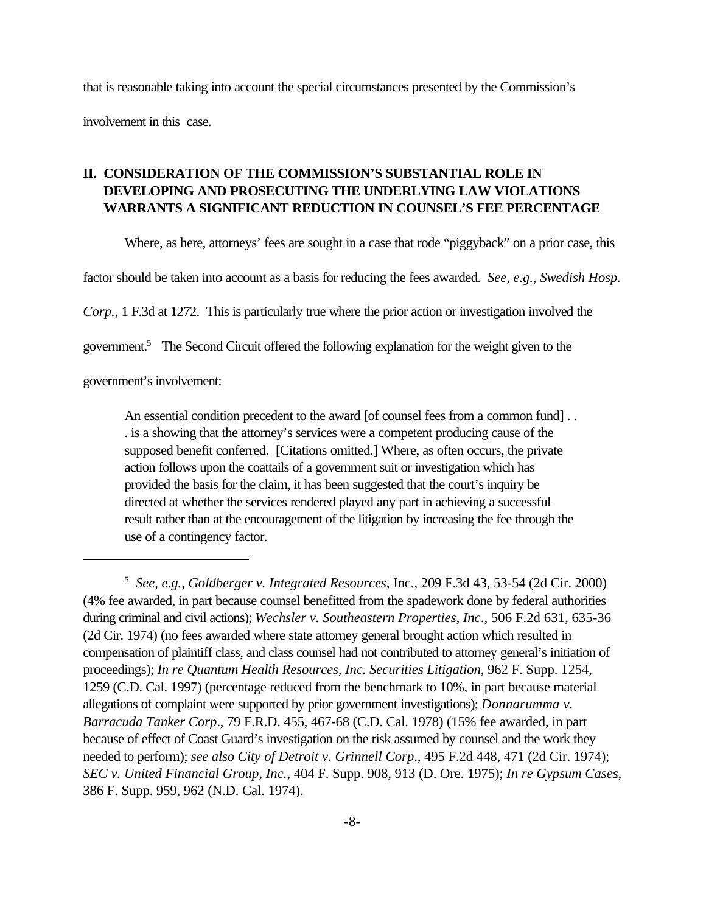that is reasonable taking into account the special circumstances presented by the Commission's involvement in this case.

## II. CONSIDERATION OF THE COMMISSION'S SUBSTANTIAL ROLE IN DEVELOPING AND PROSECUTING THE UNDERLYING LAW VIOLATIONS WARRANTS A SIGNIFICANT REDUCTION IN COUNSEL'S FEE PERCENTAGE

Where, as here, attorneys' fees are sought in a case that rode "piggyback" on a prior case, this factor should be taken into account as a basis for reducing the fees awarded. *See, e.g.*, *Swedish Hosp. Corp.*, 1 F.3d at 1272. This is particularly true where the prior action or investigation involved the government.[5] The Second Circuit offered the following explanation for the weight given to the government's involvement:

> An essential condition precedent to the award [of counsel fees from a common fund] . . . is a showing that the attorney's services were a competent producing cause of the supposed benefit conferred. [Citations omitted.] Where, as often occurs, the private action follows upon the coattails of a government suit or investigation which has provided the basis for the claim, it has been suggested that the court's inquiry be directed at whether the services rendered played any part in achieving a successful result rather than at the encouragement of the litigation by increasing the fee through the use of a contingency factor.

---

[5] *See, e.g., Goldberger v. Integrated Resources,* Inc., 209 F.3d 43, 53-54 (2d Cir. 2000) (4% fee awarded, in part because counsel benefitted from the spadework done by federal authorities during criminal and civil actions); *Wechsler v. Southeastern Properties, Inc*., 506 F.2d 631, 635-36 (2d Cir. 1974) (no fees awarded where state attorney general brought action which resulted in compensation of plaintiff class, and class counsel had not contributed to attorney general's initiation of proceedings); *In re Quantum Health Resources, Inc. Securities Litigation*, 962 F. Supp. 1254, 1259 (C.D. Cal. 1997) (percentage reduced from the benchmark to 10%, in part because material allegations of complaint were supported by prior government investigations); *Donnarumma v. Barracuda Tanker Corp*., 79 F.R.D. 455, 467-68 (C.D. Cal. 1978) (15% fee awarded, in part because of effect of Coast Guard's investigation on the risk assumed by counsel and the work they needed to perform); *see also City of Detroit v. Grinnell Corp*., 495 F.2d 448, 471 (2d Cir. 1974); *SEC v. United Financial Group, Inc.*, 404 F. Supp. 908, 913 (D. Ore. 1975); *In re Gypsum Cases*, 386 F. Supp. 959, 962 (N.D. Cal. 1974).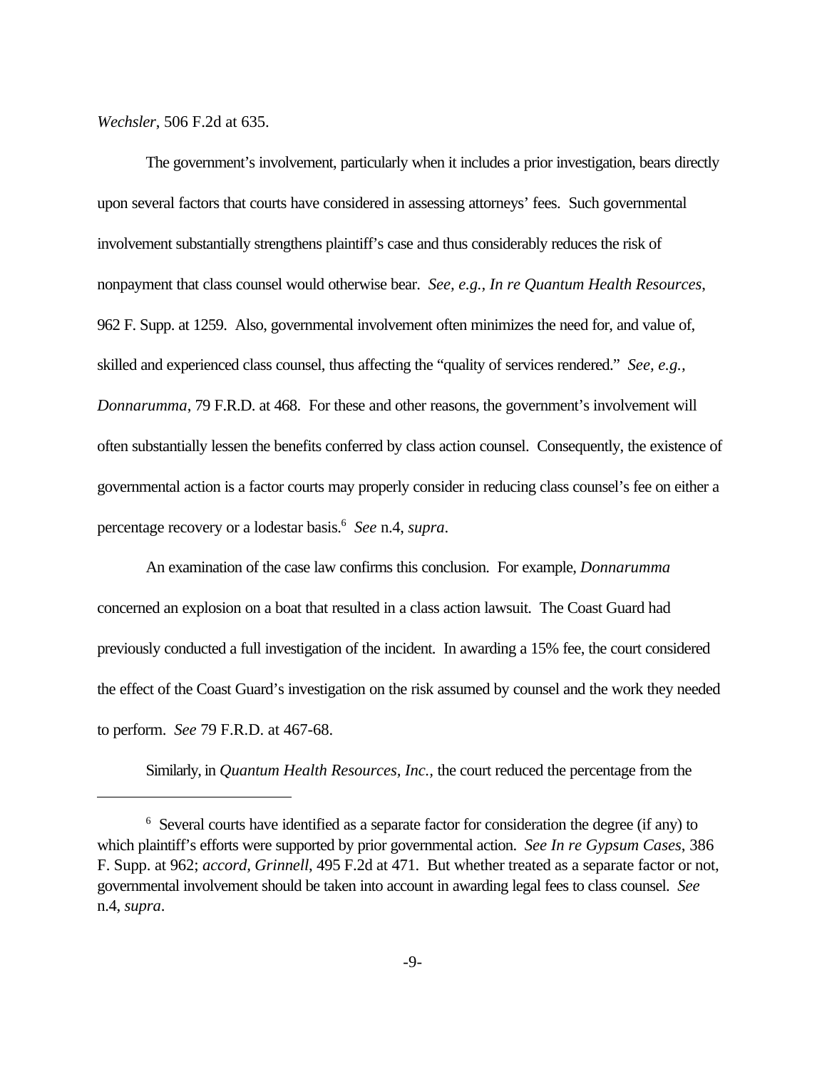*Wechsler*, 506 F.2d at 635.

The government's involvement, particularly when it includes a prior investigation, bears directly upon several factors that courts have considered in assessing attorneys' fees. Such governmental involvement substantially strengthens plaintiff's case and thus considerably reduces the risk of nonpayment that class counsel would otherwise bear. *See, e.g., In re Quantum Health Resources*, 962 F. Supp. at 1259. Also, governmental involvement often minimizes the need for, and value of, skilled and experienced class counsel, thus affecting the "quality of services rendered." *See, e.g., Donnarumma*, 79 F.R.D. at 468. For these and other reasons, the government's involvement will often substantially lessen the benefits conferred by class action counsel. Consequently, the existence of governmental action is a factor courts may properly consider in reducing class counsel's fee on either a percentage recovery or a lodestar basis.[6] *See* n.4, *supra*.

An examination of the case law confirms this conclusion. For example, *Donnarumma* concerned an explosion on a boat that resulted in a class action lawsuit. The Coast Guard had previously conducted a full investigation of the incident. In awarding a 15% fee, the court considered the effect of the Coast Guard's investigation on the risk assumed by counsel and the work they needed to perform. *See* 79 F.R.D. at 467-68.

Similarly, in *Quantum Health Resources, Inc.*, the court reduced the percentage from the

---

[6] Several courts have identified as a separate factor for consideration the degree (if any) to which plaintiff's efforts were supported by prior governmental action. *See In re Gypsum Cases*, 386 F. Supp. at 962; *accord*, *Grinnell*, 495 F.2d at 471. But whether treated as a separate factor or not, governmental involvement should be taken into account in awarding legal fees to class counsel. *See* n.4, *supra*.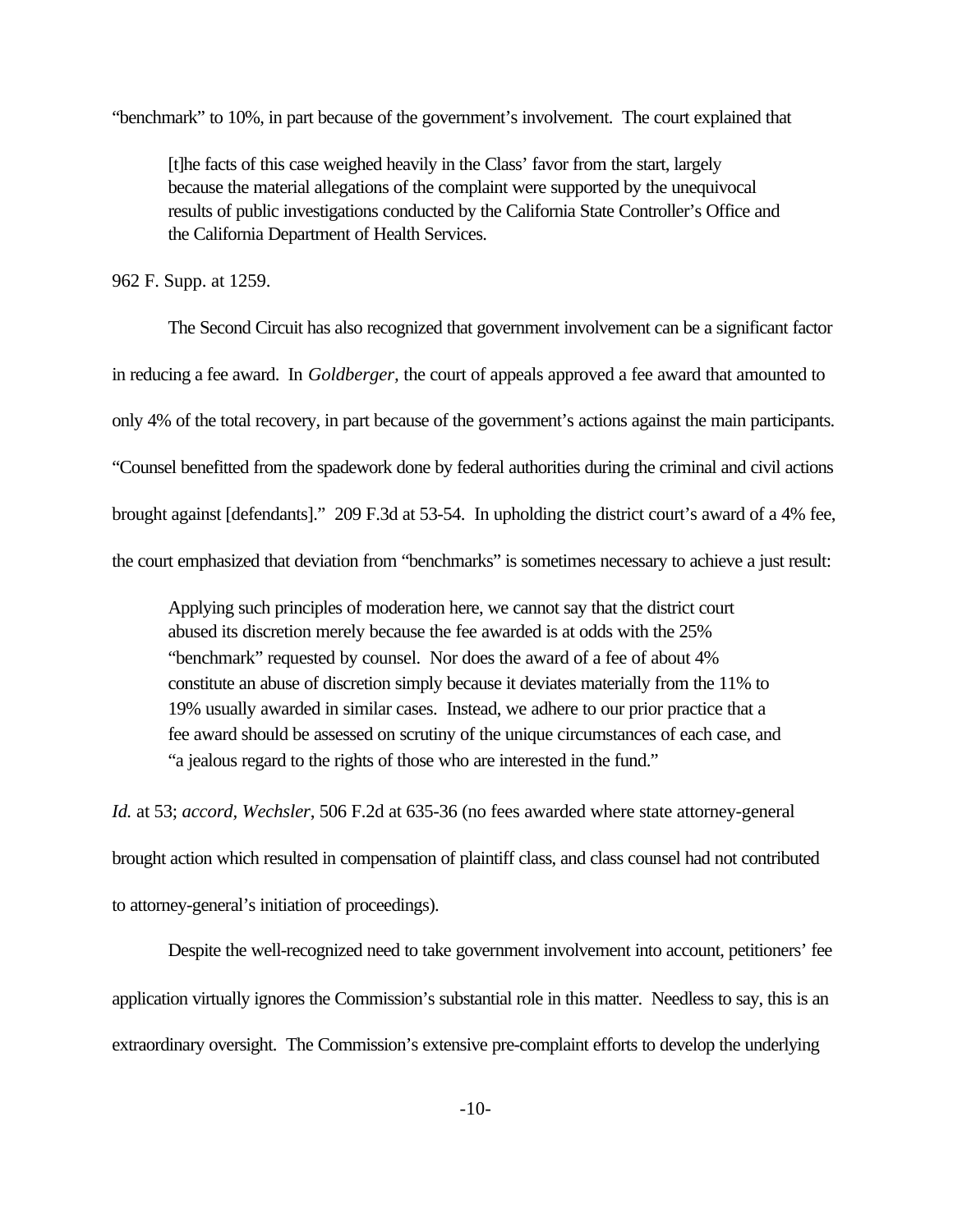"benchmark" to 10%, in part because of the government's involvement. The court explained that

> [t]he facts of this case weighed heavily in the Class' favor from the start, largely because the material allegations of the complaint were supported by the unequivocal results of public investigations conducted by the California State Controller's Office and the California Department of Health Services.

962 F. Supp. at 1259.

The Second Circuit has also recognized that government involvement can be a significant factor in reducing a fee award. In *Goldberger,* the court of appeals approved a fee award that amounted to only 4% of the total recovery, in part because of the government's actions against the main participants. "Counsel benefitted from the spadework done by federal authorities during the criminal and civil actions brought against [defendants]." 209 F.3d at 53-54. In upholding the district court's award of a 4% fee, the court emphasized that deviation from "benchmarks" is sometimes necessary to achieve a just result:

> Applying such principles of moderation here, we cannot say that the district court abused its discretion merely because the fee awarded is at odds with the 25% "benchmark" requested by counsel. Nor does the award of a fee of about 4% constitute an abuse of discretion simply because it deviates materially from the 11% to 19% usually awarded in similar cases. Instead, we adhere to our prior practice that a fee award should be assessed on scrutiny of the unique circumstances of each case, and "a jealous regard to the rights of those who are interested in the fund."

*Id.* at 53; *accord, Wechsler*, 506 F.2d at 635-36 (no fees awarded where state attorney-general brought action which resulted in compensation of plaintiff class, and class counsel had not contributed to attorney-general's initiation of proceedings).

Despite the well-recognized need to take government involvement into account, petitioners' fee application virtually ignores the Commission's substantial role in this matter. Needless to say, this is an extraordinary oversight. The Commission's extensive pre-complaint efforts to develop the underlying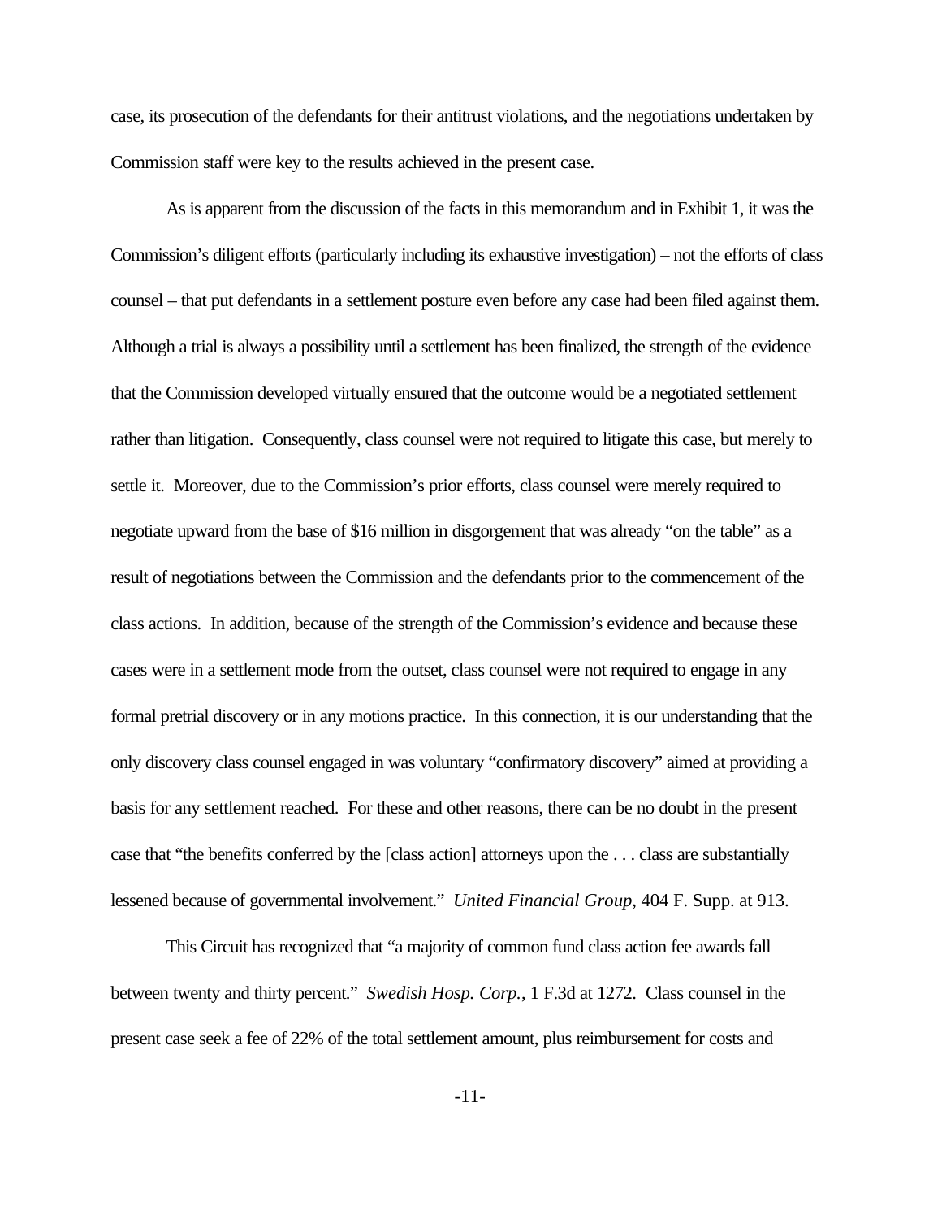case, its prosecution of the defendants for their antitrust violations, and the negotiations undertaken by Commission staff were key to the results achieved in the present case.

As is apparent from the discussion of the facts in this memorandum and in Exhibit 1, it was the Commission's diligent efforts (particularly including its exhaustive investigation) – not the efforts of class counsel – that put defendants in a settlement posture even before any case had been filed against them. Although a trial is always a possibility until a settlement has been finalized, the strength of the evidence that the Commission developed virtually ensured that the outcome would be a negotiated settlement rather than litigation. Consequently, class counsel were not required to litigate this case, but merely to settle it. Moreover, due to the Commission's prior efforts, class counsel were merely required to negotiate upward from the base of $16 million in disgorgement that was already "on the table" as a result of negotiations between the Commission and the defendants prior to the commencement of the class actions. In addition, because of the strength of the Commission's evidence and because these cases were in a settlement mode from the outset, class counsel were not required to engage in any formal pretrial discovery or in any motions practice. In this connection, it is our understanding that the only discovery class counsel engaged in was voluntary "confirmatory discovery" aimed at providing a basis for any settlement reached. For these and other reasons, there can be no doubt in the present case that "the benefits conferred by the [class action] attorneys upon the . . . class are substantially lessened because of governmental involvement." *United Financial Group*, 404 F. Supp. at 913.

This Circuit has recognized that "a majority of common fund class action fee awards fall between twenty and thirty percent." *Swedish Hosp. Corp.*, 1 F.3d at 1272. Class counsel in the present case seek a fee of 22% of the total settlement amount, plus reimbursement for costs and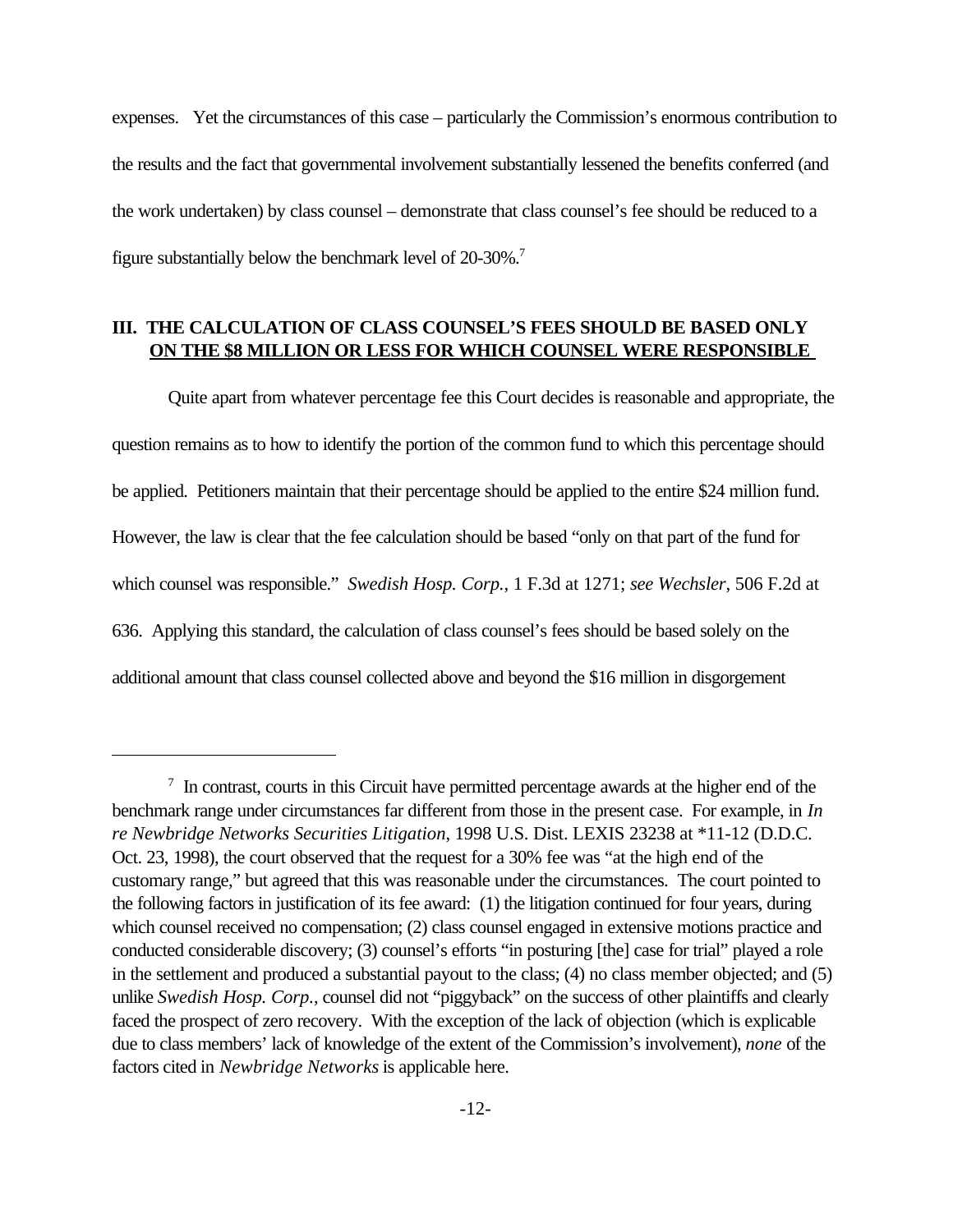expenses. Yet the circumstances of this case – particularly the Commission's enormous contribution to the results and the fact that governmental involvement substantially lessened the benefits conferred (and the work undertaken) by class counsel – demonstrate that class counsel's fee should be reduced to a figure substantially below the benchmark level of 20-30%.[7]

## III. THE CALCULATION OF CLASS COUNSEL'S FEES SHOULD BE BASED ONLY ON THE $8 MILLION OR LESS FOR WHICH COUNSEL WERE RESPONSIBLE

Quite apart from whatever percentage fee this Court decides is reasonable and appropriate, the question remains as to how to identify the portion of the common fund to which this percentage should be applied. Petitioners maintain that their percentage should be applied to the entire $24 million fund. However, the law is clear that the fee calculation should be based "only on that part of the fund for which counsel was responsible." *Swedish Hosp. Corp.*, 1 F.3d at 1271; *see Wechsler*, 506 F.2d at 636. Applying this standard, the calculation of class counsel's fees should be based solely on the additional amount that class counsel collected above and beyond the $16 million in disgorgement

---

[7] In contrast, courts in this Circuit have permitted percentage awards at the higher end of the benchmark range under circumstances far different from those in the present case. For example, in *In re Newbridge Networks Securities Litigation*, 1998 U.S. Dist. LEXIS 23238 at *11-12 (D.D.C. Oct. 23, 1998), the court observed that the request for a 30% fee was "at the high end of the customary range," but agreed that this was reasonable under the circumstances. The court pointed to the following factors in justification of its fee award: (1) the litigation continued for four years, during which counsel received no compensation; (2) class counsel engaged in extensive motions practice and conducted considerable discovery; (3) counsel's efforts "in posturing [the] case for trial" played a role in the settlement and produced a substantial payout to the class; (4) no class member objected; and (5) unlike *Swedish Hosp. Corp.*, counsel did not "piggyback" on the success of other plaintiffs and clearly faced the prospect of zero recovery. With the exception of the lack of objection (which is explicable due to class members' lack of knowledge of the extent of the Commission's involvement), *none* of the factors cited in *Newbridge Networks* is applicable here.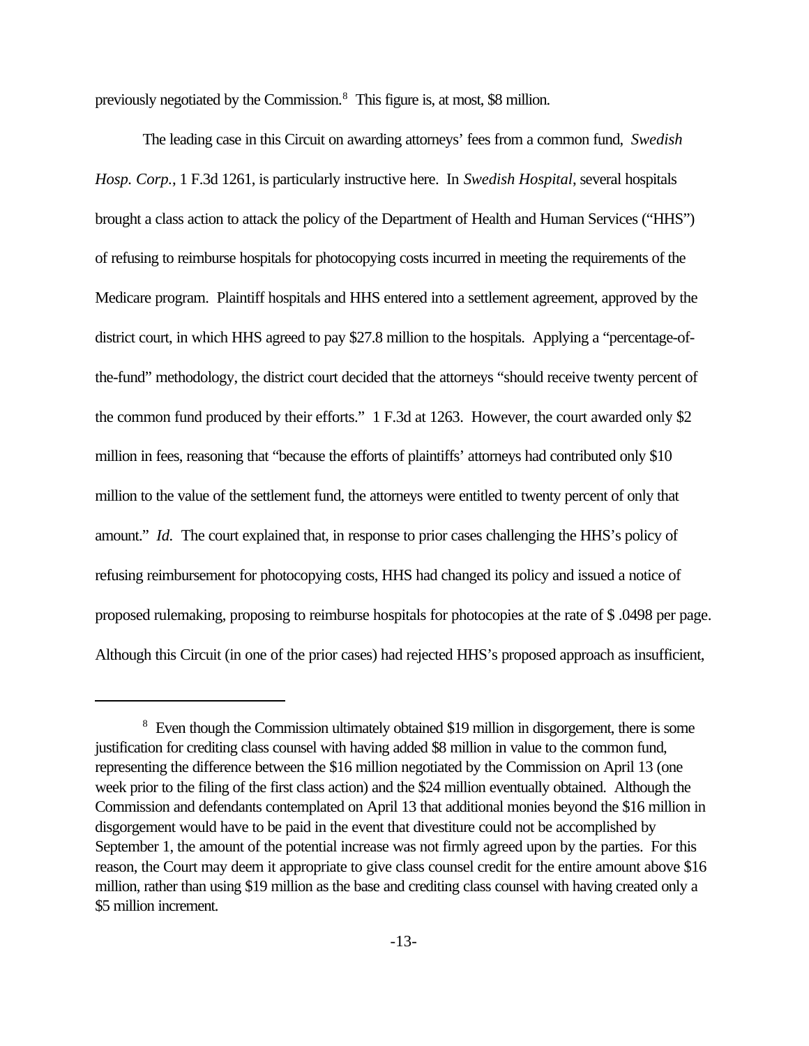previously negotiated by the Commission.[8] This figure is, at most, $8 million.

The leading case in this Circuit on awarding attorneys' fees from a common fund, *Swedish Hosp. Corp.*, 1 F.3d 1261, is particularly instructive here. In *Swedish Hospital*, several hospitals brought a class action to attack the policy of the Department of Health and Human Services ("HHS") of refusing to reimburse hospitals for photocopying costs incurred in meeting the requirements of the Medicare program. Plaintiff hospitals and HHS entered into a settlement agreement, approved by the district court, in which HHS agreed to pay $27.8 million to the hospitals. Applying a "percentage-of-the-fund" methodology, the district court decided that the attorneys "should receive twenty percent of the common fund produced by their efforts." 1 F.3d at 1263. However, the court awarded only $2 million in fees, reasoning that "because the efforts of plaintiffs' attorneys had contributed only $10 million to the value of the settlement fund, the attorneys were entitled to twenty percent of only that amount." *Id.* The court explained that, in response to prior cases challenging the HHS's policy of refusing reimbursement for photocopying costs, HHS had changed its policy and issued a notice of proposed rulemaking, proposing to reimburse hospitals for photocopies at the rate of $ .0498 per page. Although this Circuit (in one of the prior cases) had rejected HHS's proposed approach as insufficient,

[8] Even though the Commission ultimately obtained $19 million in disgorgement, there is some justification for crediting class counsel with having added $8 million in value to the common fund, representing the difference between the $16 million negotiated by the Commission on April 13 (one week prior to the filing of the first class action) and the $24 million eventually obtained. Although the Commission and defendants contemplated on April 13 that additional monies beyond the $16 million in disgorgement would have to be paid in the event that divestiture could not be accomplished by September 1, the amount of the potential increase was not firmly agreed upon by the parties. For this reason, the Court may deem it appropriate to give class counsel credit for the entire amount above $16 million, rather than using $19 million as the base and crediting class counsel with having created only a $5 million increment.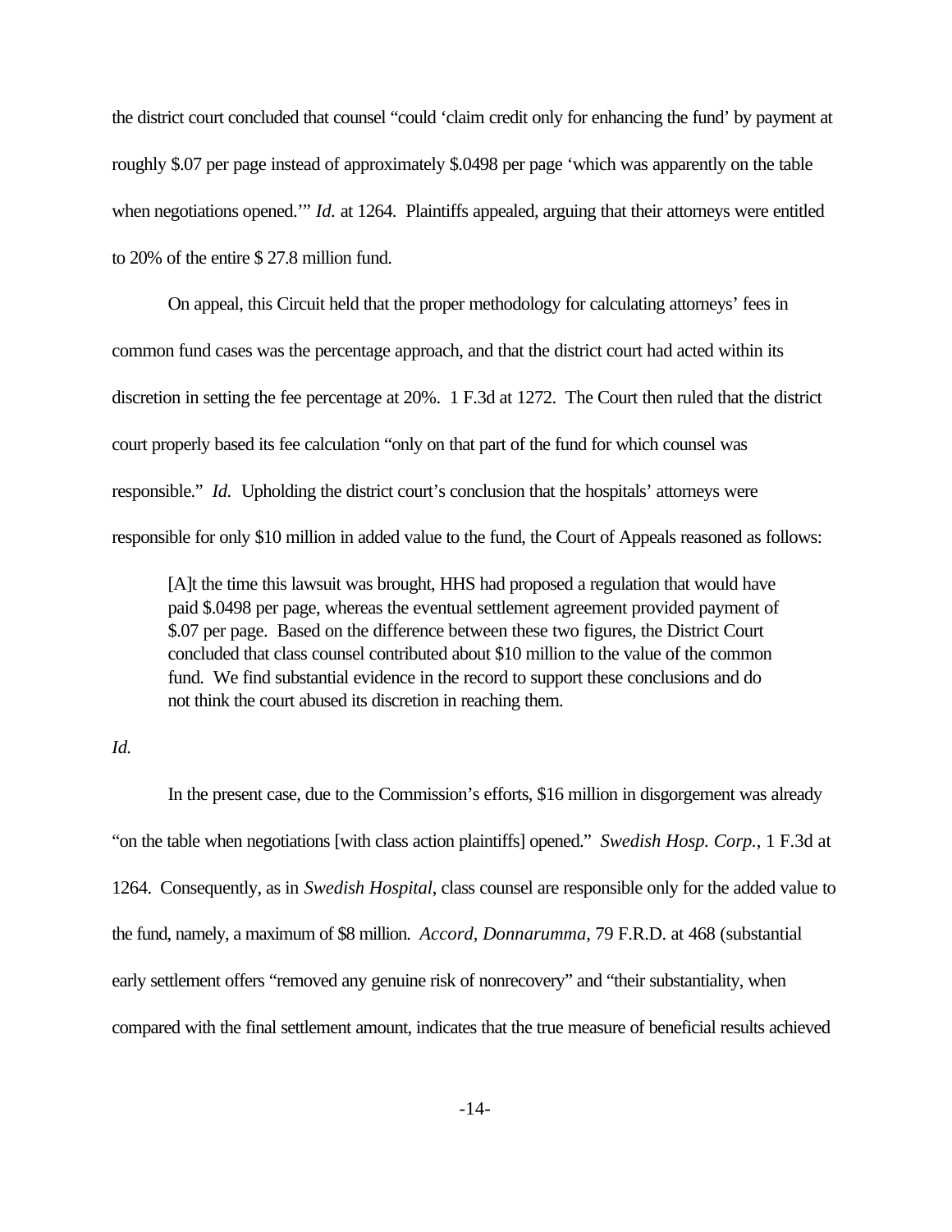the district court concluded that counsel "could 'claim credit only for enhancing the fund' by payment at roughly $.07 per page instead of approximately $.0498 per page 'which was apparently on the table when negotiations opened.'" *Id.* at 1264. Plaintiffs appealed, arguing that their attorneys were entitled to 20% of the entire $ 27.8 million fund.

On appeal, this Circuit held that the proper methodology for calculating attorneys' fees in common fund cases was the percentage approach, and that the district court had acted within its discretion in setting the fee percentage at 20%. 1 F.3d at 1272. The Court then ruled that the district court properly based its fee calculation "only on that part of the fund for which counsel was responsible." *Id.* Upholding the district court's conclusion that the hospitals' attorneys were responsible for only $10 million in added value to the fund, the Court of Appeals reasoned as follows:

> [A]t the time this lawsuit was brought, HHS had proposed a regulation that would have paid $.0498 per page, whereas the eventual settlement agreement provided payment of $.07 per page. Based on the difference between these two figures, the District Court concluded that class counsel contributed about $10 million to the value of the common fund. We find substantial evidence in the record to support these conclusions and do not think the court abused its discretion in reaching them.

*Id.*

In the present case, due to the Commission's efforts, $16 million in disgorgement was already "on the table when negotiations [with class action plaintiffs] opened." *Swedish Hosp. Corp.*, 1 F.3d at 1264. Consequently, as in *Swedish Hospital*, class counsel are responsible only for the added value to the fund, namely, a maximum of $8 million. *Accord*, *Donnarumma*, 79 F.R.D. at 468 (substantial early settlement offers "removed any genuine risk of nonrecovery" and "their substantiality, when compared with the final settlement amount, indicates that the true measure of beneficial results achieved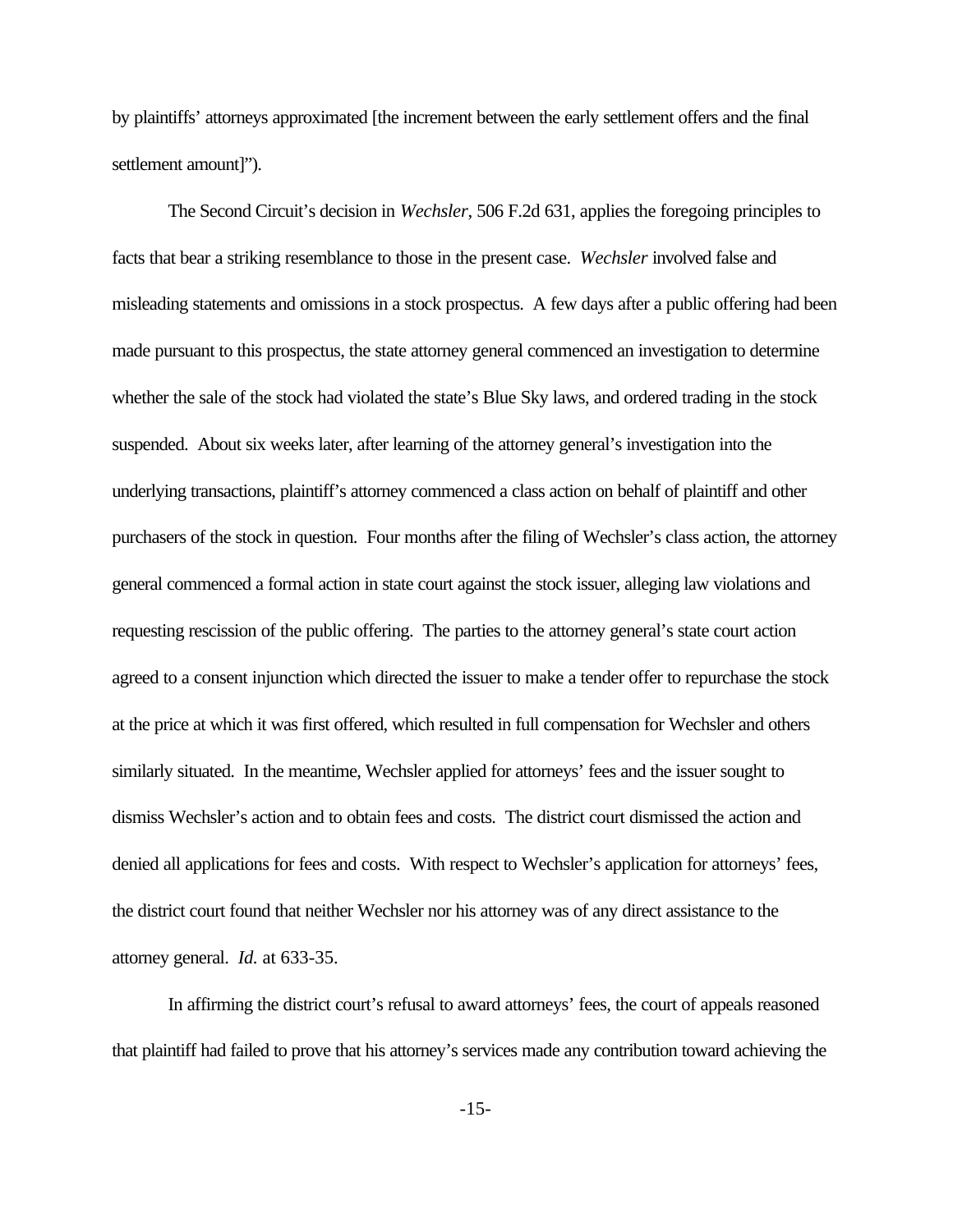by plaintiffs' attorneys approximated [the increment between the early settlement offers and the final settlement amount]").

The Second Circuit's decision in *Wechsler*, 506 F.2d 631, applies the foregoing principles to facts that bear a striking resemblance to those in the present case. *Wechsler* involved false and misleading statements and omissions in a stock prospectus. A few days after a public offering had been made pursuant to this prospectus, the state attorney general commenced an investigation to determine whether the sale of the stock had violated the state's Blue Sky laws, and ordered trading in the stock suspended. About six weeks later, after learning of the attorney general's investigation into the underlying transactions, plaintiff's attorney commenced a class action on behalf of plaintiff and other purchasers of the stock in question. Four months after the filing of Wechsler's class action, the attorney general commenced a formal action in state court against the stock issuer, alleging law violations and requesting rescission of the public offering. The parties to the attorney general's state court action agreed to a consent injunction which directed the issuer to make a tender offer to repurchase the stock at the price at which it was first offered, which resulted in full compensation for Wechsler and others similarly situated. In the meantime, Wechsler applied for attorneys' fees and the issuer sought to dismiss Wechsler's action and to obtain fees and costs. The district court dismissed the action and denied all applications for fees and costs. With respect to Wechsler's application for attorneys' fees, the district court found that neither Wechsler nor his attorney was of any direct assistance to the attorney general. *Id.* at 633-35.

In affirming the district court's refusal to award attorneys' fees, the court of appeals reasoned that plaintiff had failed to prove that his attorney's services made any contribution toward achieving the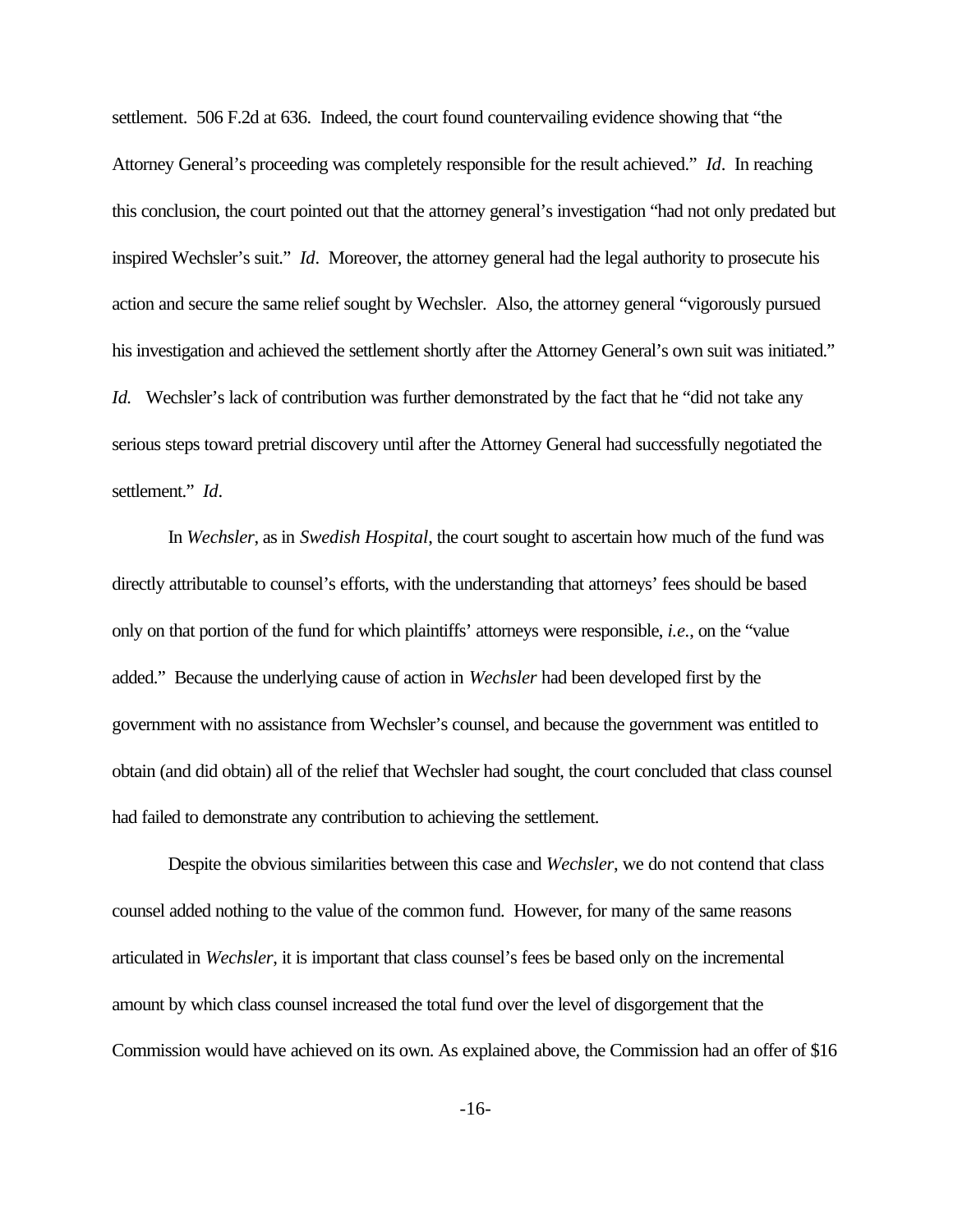settlement. 506 F.2d at 636. Indeed, the court found countervailing evidence showing that "the Attorney General's proceeding was completely responsible for the result achieved." *Id*. In reaching this conclusion, the court pointed out that the attorney general's investigation "had not only predated but inspired Wechsler's suit." *Id*. Moreover, the attorney general had the legal authority to prosecute his action and secure the same relief sought by Wechsler. Also, the attorney general "vigorously pursued his investigation and achieved the settlement shortly after the Attorney General's own suit was initiated." *Id.* Wechsler's lack of contribution was further demonstrated by the fact that he "did not take any serious steps toward pretrial discovery until after the Attorney General had successfully negotiated the settlement." *Id*.

In *Wechsler*, as in *Swedish Hospital*, the court sought to ascertain how much of the fund was directly attributable to counsel's efforts, with the understanding that attorneys' fees should be based only on that portion of the fund for which plaintiffs' attorneys were responsible, *i.e.*, on the "value added." Because the underlying cause of action in *Wechsler* had been developed first by the government with no assistance from Wechsler's counsel, and because the government was entitled to obtain (and did obtain) all of the relief that Wechsler had sought, the court concluded that class counsel had failed to demonstrate any contribution to achieving the settlement.

Despite the obvious similarities between this case and *Wechsler*, we do not contend that class counsel added nothing to the value of the common fund. However, for many of the same reasons articulated in *Wechsler*, it is important that class counsel's fees be based only on the incremental amount by which class counsel increased the total fund over the level of disgorgement that the Commission would have achieved on its own. As explained above, the Commission had an offer of $16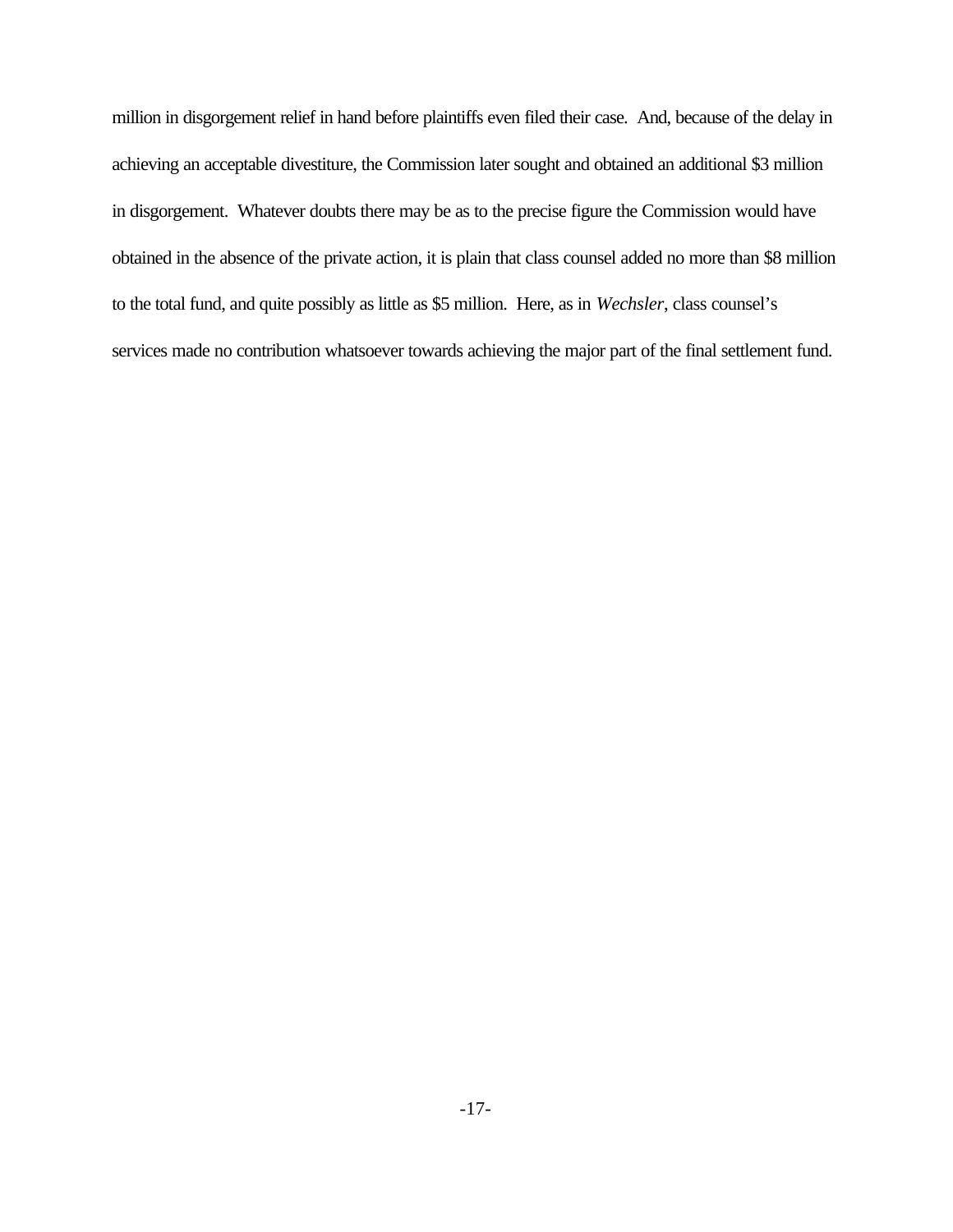million in disgorgement relief in hand before plaintiffs even filed their case. And, because of the delay in achieving an acceptable divestiture, the Commission later sought and obtained an additional $3 million in disgorgement. Whatever doubts there may be as to the precise figure the Commission would have obtained in the absence of the private action, it is plain that class counsel added no more than $8 million to the total fund, and quite possibly as little as $5 million. Here, as in *Wechsler*, class counsel's services made no contribution whatsoever towards achieving the major part of the final settlement fund.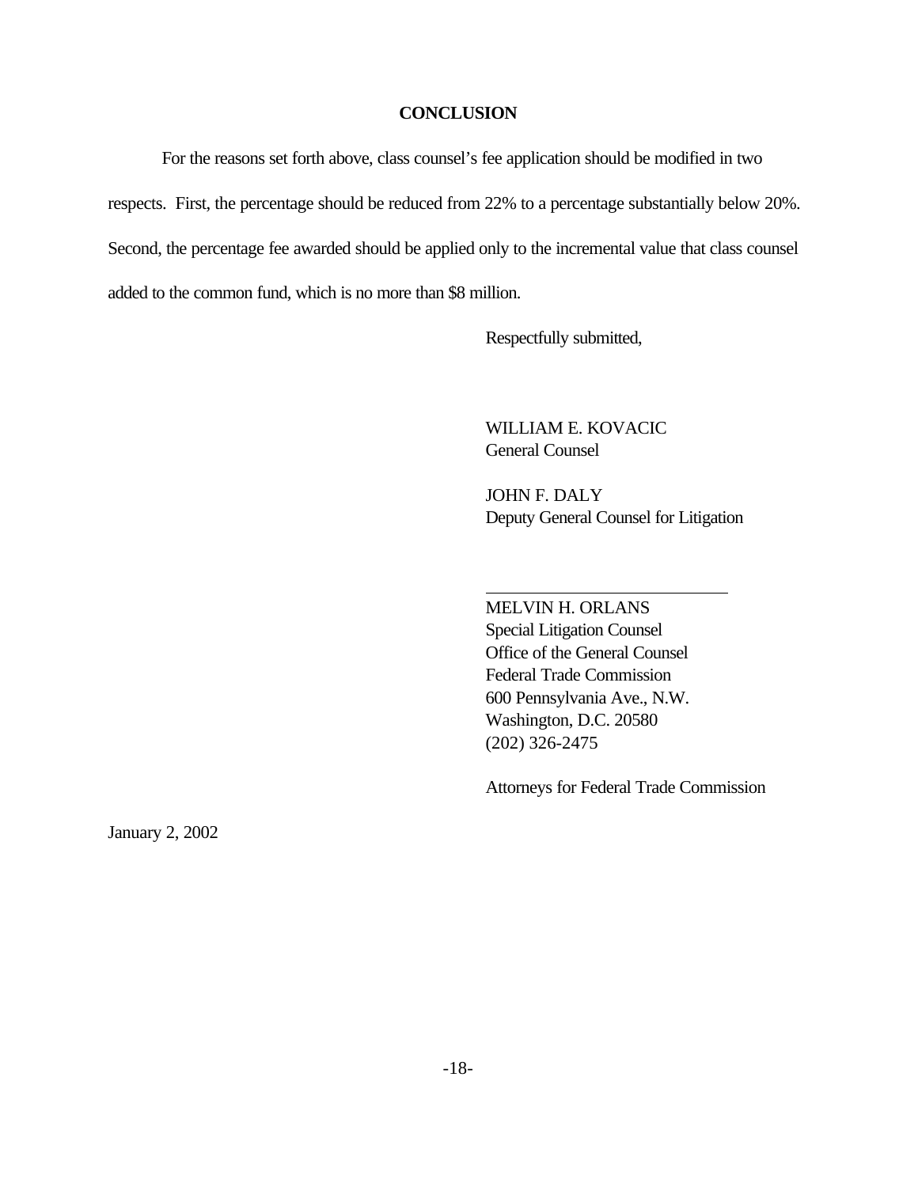## CONCLUSION

For the reasons set forth above, class counsel's fee application should be modified in two respects. First, the percentage should be reduced from 22% to a percentage substantially below 20%. Second, the percentage fee awarded should be applied only to the incremental value that class counsel added to the common fund, which is no more than $8 million.

Respectfully submitted,

WILLIAM E. KOVACIC
General Counsel

JOHN F. DALY
Deputy General Counsel for Litigation

MELVIN H. ORLANS
Special Litigation Counsel
Office of the General Counsel
Federal Trade Commission
600 Pennsylvania Ave., N.W.
Washington, D.C. 20580
(202) 326-2475

Attorneys for Federal Trade Commission

January 2, 2002